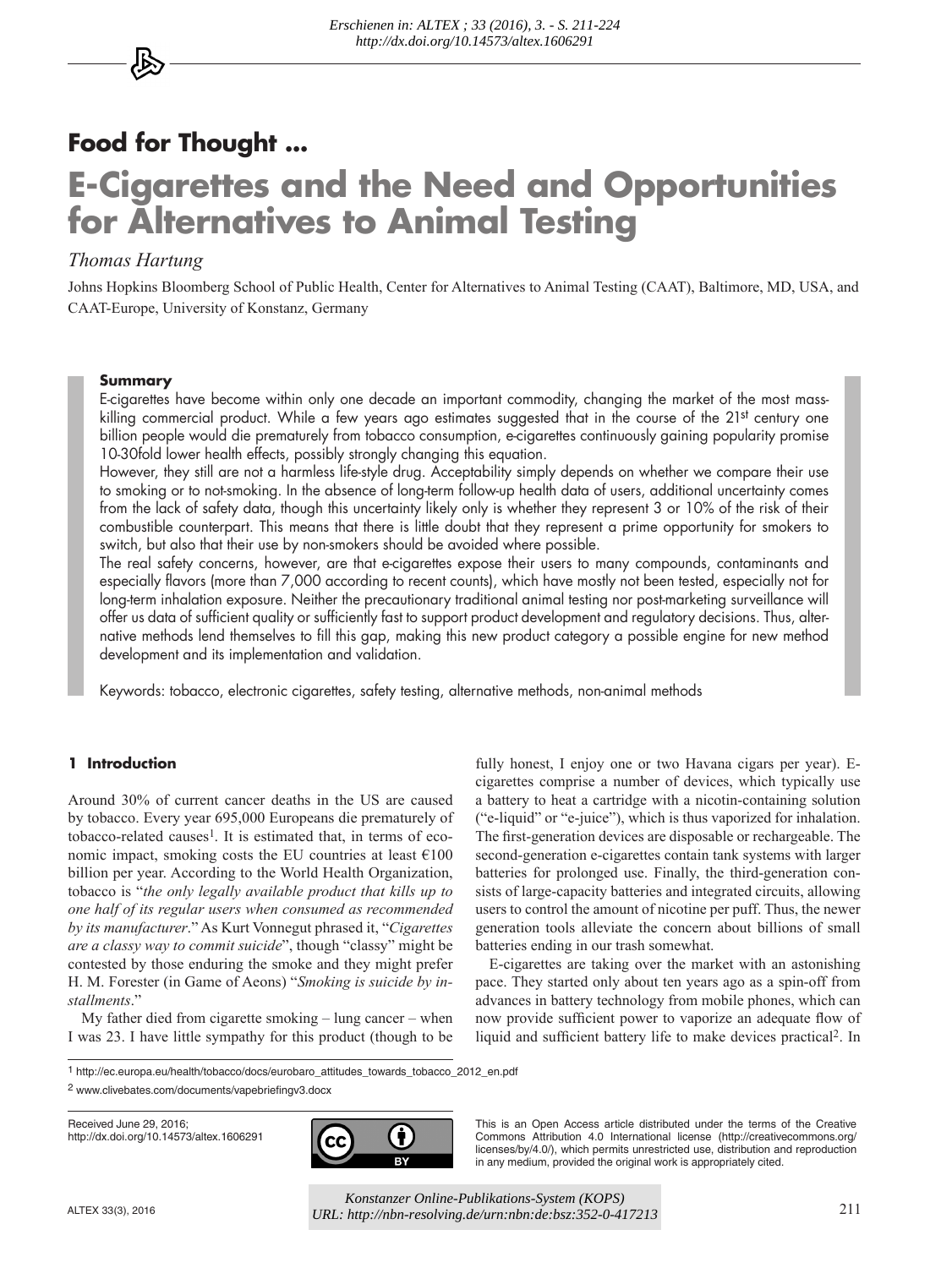## Food for Thought ...

# E-Cigarettes and the Need and Opportunities for Alternatives to Animal Testing

*Thomas Hartung*

Johns Hopkins Bloomberg School of Public Health, Center for Alternatives to Animal Testing (CAAT), Baltimore, MD, USA, and CAAT-Europe, University of Konstanz, Germany

**Summary**

E-cigarettes have become within only one decade an important commodity, changing the market of the most mass-killing commercial product. While a few years ago estimates suggested that in the course of the 21st century one billion people would die prematurely from tobacco consumption, e-cigarettes continuously gaining popularity promise 10-30fold lower health effects, possibly strongly changing this equation.

However, they still are not a harmless life-style drug. Acceptability simply depends on whether we compare their use to smoking or to not-smoking. In the absence of long-term follow-up health data of users, additional uncertainty comes from the lack of safety data, though this uncertainty likely only is whether they represent 3 or 10% of the risk of their combustible counterpart. This means that there is little doubt that they represent a prime opportunity for smokers to switch, but also that their use by non-smokers should be avoided where possible.

The real safety concerns, however, are that e-cigarettes expose their users to many compounds, contaminants and especially flavors (more than 7,000 according to recent counts), which have mostly not been tested, especially not for long-term inhalation exposure. Neither the precautionary traditional animal testing nor post-marketing surveillance will offer us data of sufficient quality or sufficiently fast to support product development and regulatory decisions. Thus, alternative methods lend themselves to fill this gap, making this new product category a possible engine for new method development and its implementation and validation.

Keywords: tobacco, electronic cigarettes, safety testing, alternative methods, non-animal methods

## 1 Introduction

Around 30% of current cancer deaths in the US are caused by tobacco. Every year 695,000 Europeans die prematurely of tobacco-related causes[1]. It is estimated that, in terms of economic impact, smoking costs the EU countries at least €100 billion per year. According to the World Health Organization, tobacco is "*the only legally available product that kills up to one half of its regular users when consumed as recommended by its manufacturer*." As Kurt Vonnegut phrased it, "*Cigarettes are a classy way to commit suicide*", though "classy" might be contested by those enduring the smoke and they might prefer H. M. Forester (in Game of Aeons) "*Smoking is suicide by installments*."

My father died from cigarette smoking – lung cancer – when I was 23. I have little sympathy for this product (though to be fully honest, I enjoy one or two Havana cigars per year). E-cigarettes comprise a number of devices, which typically use a battery to heat a cartridge with a nicotin-containing solution ("e-liquid" or "e-juice"), which is thus vaporized for inhalation. The first-generation devices are disposable or rechargeable. The second-generation e-cigarettes contain tank systems with larger batteries for prolonged use. Finally, the third-generation consists of large-capacity batteries and integrated circuits, allowing users to control the amount of nicotine per puff. Thus, the newer generation tools alleviate the concern about billions of small batteries ending in our trash somewhat.

E-cigarettes are taking over the market with an astonishing pace. They started only about ten years ago as a spin-off from advances in battery technology from mobile phones, which can now provide sufficient power to vaporize an adequate flow of liquid and sufficient battery life to make devices practical[2]. In

[1] http://ec.europa.eu/health/tobacco/docs/eurobaro_attitudes_towards_tobacco_2012_en.pdf

[2] www.clivebates.com/documents/vapebriefingv3.docx

Received June 29, 2016;
http://dx.doi.org/10.14573/altex.1606291

This is an Open Access article distributed under the terms of the Creative Commons Attribution 4.0 International license (http://creativecommons.org/licenses/by/4.0/), which permits unrestricted use, distribution and reproduction in any medium, provided the original work is appropriately cited.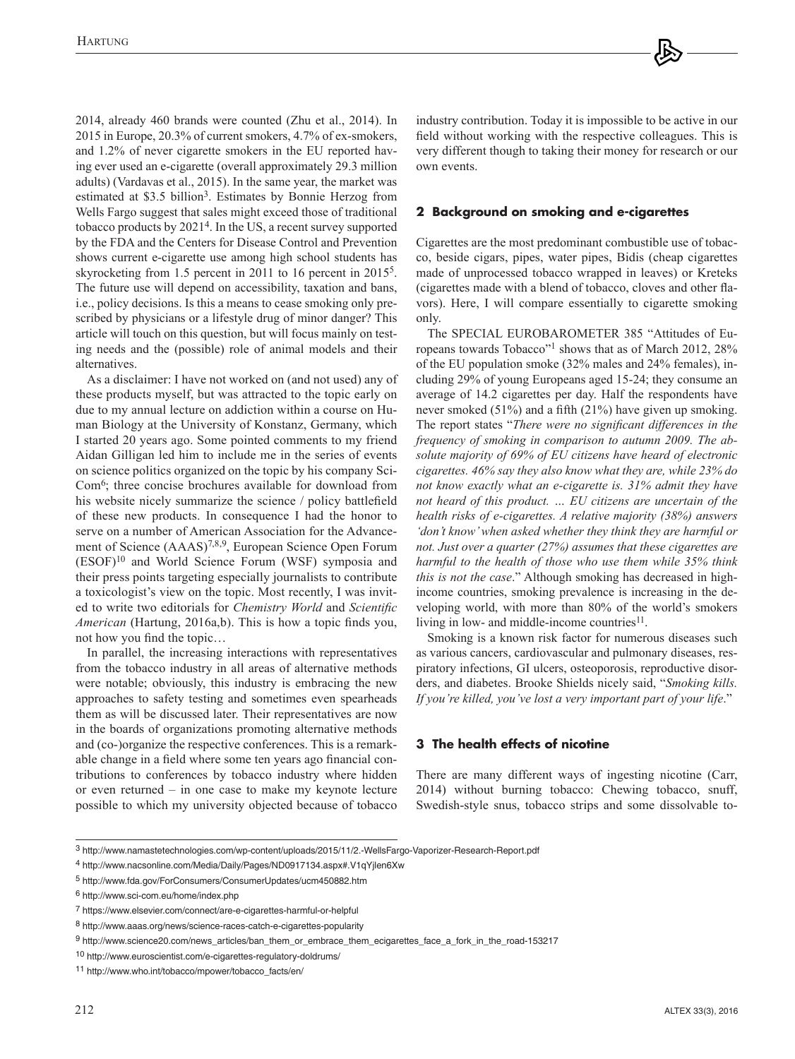2014, already 460 brands were counted (Zhu et al., 2014). In 2015 in Europe, 20.3% of current smokers, 4.7% of ex-smokers, and 1.2% of never cigarette smokers in the EU reported having ever used an e-cigarette (overall approximately 29.3 million adults) (Vardavas et al., 2015). In the same year, the market was estimated at $3.5 billion[3]. Estimates by Bonnie Herzog from Wells Fargo suggest that sales might exceed those of traditional tobacco products by 2021[4]. In the US, a recent survey supported by the FDA and the Centers for Disease Control and Prevention shows current e-cigarette use among high school students has skyrocketing from 1.5 percent in 2011 to 16 percent in 2015[5]. The future use will depend on accessibility, taxation and bans, i.e., policy decisions. Is this a means to cease smoking only prescribed by physicians or a lifestyle drug of minor danger? This article will touch on this question, but will focus mainly on testing needs and the (possible) role of animal models and their alternatives.

As a disclaimer: I have not worked on (and not used) any of these products myself, but was attracted to the topic early on due to my annual lecture on addiction within a course on Human Biology at the University of Konstanz, Germany, which I started 20 years ago. Some pointed comments to my friend Aidan Gilligan led him to include me in the series of events on science politics organized on the topic by his company SciCom[6]; three concise brochures available for download from his website nicely summarize the science / policy battlefield of these new products. In consequence I had the honor to serve on a number of American Association for the Advancement of Science (AAAS)[7,8,9], European Science Open Forum (ESOF)[10] and World Science Forum (WSF) symposia and their press points targeting especially journalists to contribute a toxicologist's view on the topic. Most recently, I was invited to write two editorials for *Chemistry World* and *Scientific American* (Hartung, 2016a,b). This is how a topic finds you, not how you find the topic…

In parallel, the increasing interactions with representatives from the tobacco industry in all areas of alternative methods were notable; obviously, this industry is embracing the new approaches to safety testing and sometimes even spearheads them as will be discussed later. Their representatives are now in the boards of organizations promoting alternative methods and (co-)organize the respective conferences. This is a remarkable change in a field where some ten years ago financial contributions to conferences by tobacco industry where hidden or even returned – in one case to make my keynote lecture possible to which my university objected because of tobacco industry contribution. Today it is impossible to be active in our field without working with the respective colleagues. This is very different though to taking their money for research or our own events.

## 2 Background on smoking and e-cigarettes

Cigarettes are the most predominant combustible use of tobacco, beside cigars, pipes, water pipes, Bidis (cheap cigarettes made of unprocessed tobacco wrapped in leaves) or Kreteks (cigarettes made with a blend of tobacco, cloves and other flavors). Here, I will compare essentially to cigarette smoking only.

The SPECIAL EUROBAROMETER 385 "Attitudes of Europeans towards Tobacco"[1] shows that as of March 2012, 28% of the EU population smoke (32% males and 24% females), including 29% of young Europeans aged 15-24; they consume an average of 14.2 cigarettes per day. Half the respondents have never smoked (51%) and a fifth (21%) have given up smoking. The report states "*There were no significant differences in the frequency of smoking in comparison to autumn 2009. The absolute majority of 69% of EU citizens have heard of electronic cigarettes. 46% say they also know what they are, while 23% do not know exactly what an e-cigarette is. 31% admit they have not heard of this product. … EU citizens are uncertain of the health risks of e-cigarettes. A relative majority (38%) answers 'don't know' when asked whether they think they are harmful or not. Just over a quarter (27%) assumes that these cigarettes are harmful to the health of those who use them while 35% think this is not the case*." Although smoking has decreased in high-income countries, smoking prevalence is increasing in the developing world, with more than 80% of the world's smokers living in low- and middle-income countries[11].

Smoking is a known risk factor for numerous diseases such as various cancers, cardiovascular and pulmonary diseases, respiratory infections, GI ulcers, osteoporosis, reproductive disorders, and diabetes. Brooke Shields nicely said, "*Smoking kills. If you're killed, you've lost a very important part of your life*."

## 3 The health effects of nicotine

There are many different ways of ingesting nicotine (Carr, 2014) without burning tobacco: Chewing tobacco, snuff, Swedish-style snus, tobacco strips and some dissolvable to-

---

3 http://www.namastetechnologies.com/wp-content/uploads/2015/11/2.-WellsFargo-Vaporizer-Research-Report.pdf

4 http://www.nacsonline.com/Media/Daily/Pages/ND0917134.aspx#.V1qYjlen6Xw

5 http://www.fda.gov/ForConsumers/ConsumerUpdates/ucm450882.htm

6 http://www.sci-com.eu/home/index.php

7 https://www.elsevier.com/connect/are-e-cigarettes-harmful-or-helpful

8 http://www.aaas.org/news/science-races-catch-e-cigarettes-popularity

9 http://www.science20.com/news_articles/ban_them_or_embrace_them_ecigarettes_face_a_fork_in_the_road-153217

10 http://www.euroscientist.com/e-cigarettes-regulatory-doldrums/

11 http://www.who.int/tobacco/mpower/tobacco_facts/en/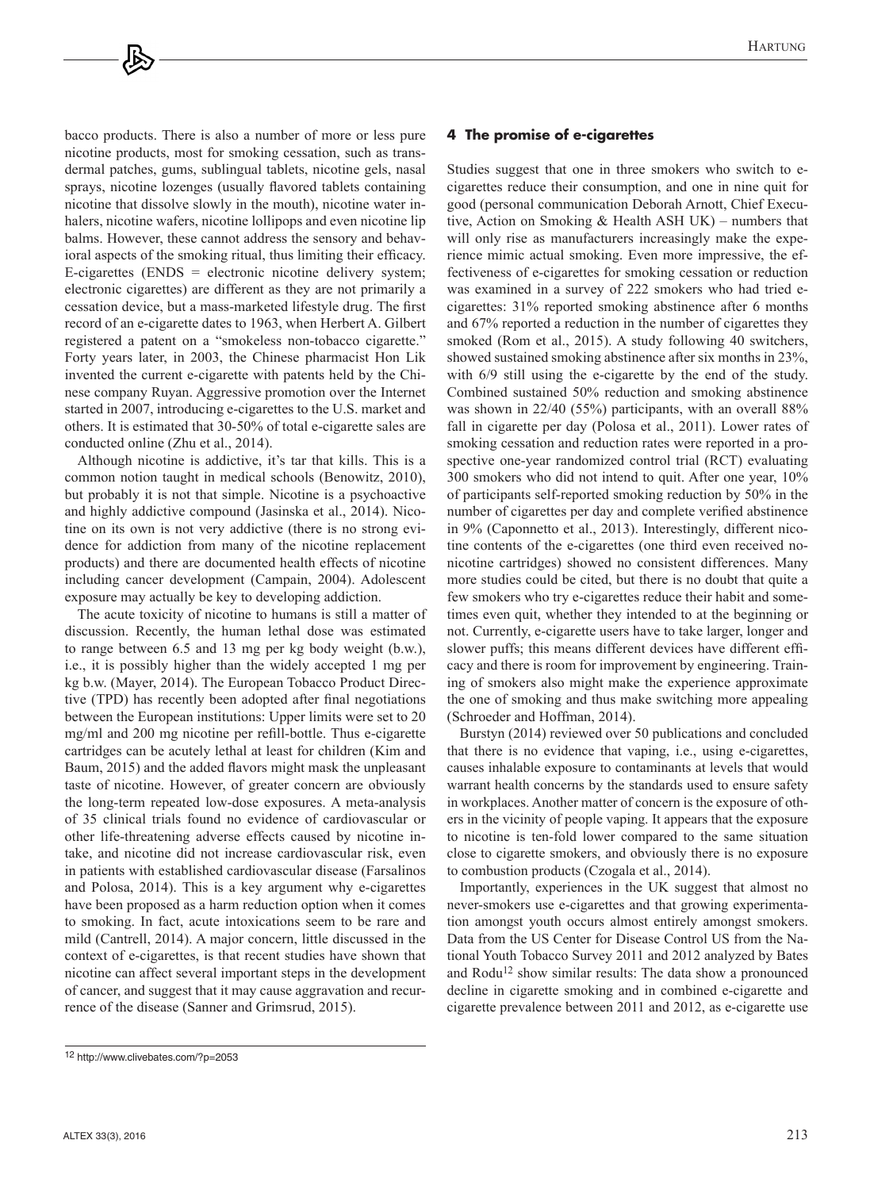bacco products. There is also a number of more or less pure nicotine products, most for smoking cessation, such as transdermal patches, gums, sublingual tablets, nicotine gels, nasal sprays, nicotine lozenges (usually flavored tablets containing nicotine that dissolve slowly in the mouth), nicotine water inhalers, nicotine wafers, nicotine lollipops and even nicotine lip balms. However, these cannot address the sensory and behavioral aspects of the smoking ritual, thus limiting their efficacy. E-cigarettes (ENDS = electronic nicotine delivery system; electronic cigarettes) are different as they are not primarily a cessation device, but a mass-marketed lifestyle drug. The first record of an e-cigarette dates to 1963, when Herbert A. Gilbert registered a patent on a "smokeless non-tobacco cigarette." Forty years later, in 2003, the Chinese pharmacist Hon Lik invented the current e-cigarette with patents held by the Chinese company Ruyan. Aggressive promotion over the Internet started in 2007, introducing e-cigarettes to the U.S. market and others. It is estimated that 30-50% of total e-cigarette sales are conducted online (Zhu et al., 2014).

Although nicotine is addictive, it's tar that kills. This is a common notion taught in medical schools (Benowitz, 2010), but probably it is not that simple. Nicotine is a psychoactive and highly addictive compound (Jasinska et al., 2014). Nicotine on its own is not very addictive (there is no strong evidence for addiction from many of the nicotine replacement products) and there are documented health effects of nicotine including cancer development (Campain, 2004). Adolescent exposure may actually be key to developing addiction.

The acute toxicity of nicotine to humans is still a matter of discussion. Recently, the human lethal dose was estimated to range between 6.5 and 13 mg per kg body weight (b.w.), i.e., it is possibly higher than the widely accepted 1 mg per kg b.w. (Mayer, 2014). The European Tobacco Product Directive (TPD) has recently been adopted after final negotiations between the European institutions: Upper limits were set to 20 mg/ml and 200 mg nicotine per refill-bottle. Thus e-cigarette cartridges can be acutely lethal at least for children (Kim and Baum, 2015) and the added flavors might mask the unpleasant taste of nicotine. However, of greater concern are obviously the long-term repeated low-dose exposures. A meta-analysis of 35 clinical trials found no evidence of cardiovascular or other life-threatening adverse effects caused by nicotine intake, and nicotine did not increase cardiovascular risk, even in patients with established cardiovascular disease (Farsalinos and Polosa, 2014). This is a key argument why e-cigarettes have been proposed as a harm reduction option when it comes to smoking. In fact, acute intoxications seem to be rare and mild (Cantrell, 2014). A major concern, little discussed in the context of e-cigarettes, is that recent studies have shown that nicotine can affect several important steps in the development of cancer, and suggest that it may cause aggravation and recurrence of the disease (Sanner and Grimsrud, 2015).

## 4 The promise of e-cigarettes

Studies suggest that one in three smokers who switch to e-cigarettes reduce their consumption, and one in nine quit for good (personal communication Deborah Arnott, Chief Executive, Action on Smoking & Health ASH UK) – numbers that will only rise as manufacturers increasingly make the experience mimic actual smoking. Even more impressive, the effectiveness of e-cigarettes for smoking cessation or reduction was examined in a survey of 222 smokers who had tried e-cigarettes: 31% reported smoking abstinence after 6 months and 67% reported a reduction in the number of cigarettes they smoked (Rom et al., 2015). A study following 40 switchers, showed sustained smoking abstinence after six months in 23%, with 6/9 still using the e-cigarette by the end of the study. Combined sustained 50% reduction and smoking abstinence was shown in 22/40 (55%) participants, with an overall 88% fall in cigarette per day (Polosa et al., 2011). Lower rates of smoking cessation and reduction rates were reported in a prospective one-year randomized control trial (RCT) evaluating 300 smokers who did not intend to quit. After one year, 10% of participants self-reported smoking reduction by 50% in the number of cigarettes per day and complete verified abstinence in 9% (Caponnetto et al., 2013). Interestingly, different nicotine contents of the e-cigarettes (one third even received no-nicotine cartridges) showed no consistent differences. Many more studies could be cited, but there is no doubt that quite a few smokers who try e-cigarettes reduce their habit and sometimes even quit, whether they intended to at the beginning or not. Currently, e-cigarette users have to take larger, longer and slower puffs; this means different devices have different efficacy and there is room for improvement by engineering. Training of smokers also might make the experience approximate the one of smoking and thus make switching more appealing (Schroeder and Hoffman, 2014).

Burstyn (2014) reviewed over 50 publications and concluded that there is no evidence that vaping, i.e., using e-cigarettes, causes inhalable exposure to contaminants at levels that would warrant health concerns by the standards used to ensure safety in workplaces. Another matter of concern is the exposure of others in the vicinity of people vaping. It appears that the exposure to nicotine is ten-fold lower compared to the same situation close to cigarette smokers, and obviously there is no exposure to combustion products (Czogala et al., 2014).

Importantly, experiences in the UK suggest that almost no never-smokers use e-cigarettes and that growing experimentation amongst youth occurs almost entirely amongst smokers. Data from the US Center for Disease Control US from the National Youth Tobacco Survey 2011 and 2012 analyzed by Bates and Rodu[12] show similar results: The data show a pronounced decline in cigarette smoking and in combined e-cigarette and cigarette prevalence between 2011 and 2012, as e-cigarette use

[12] http://www.clivebates.com/?p=2053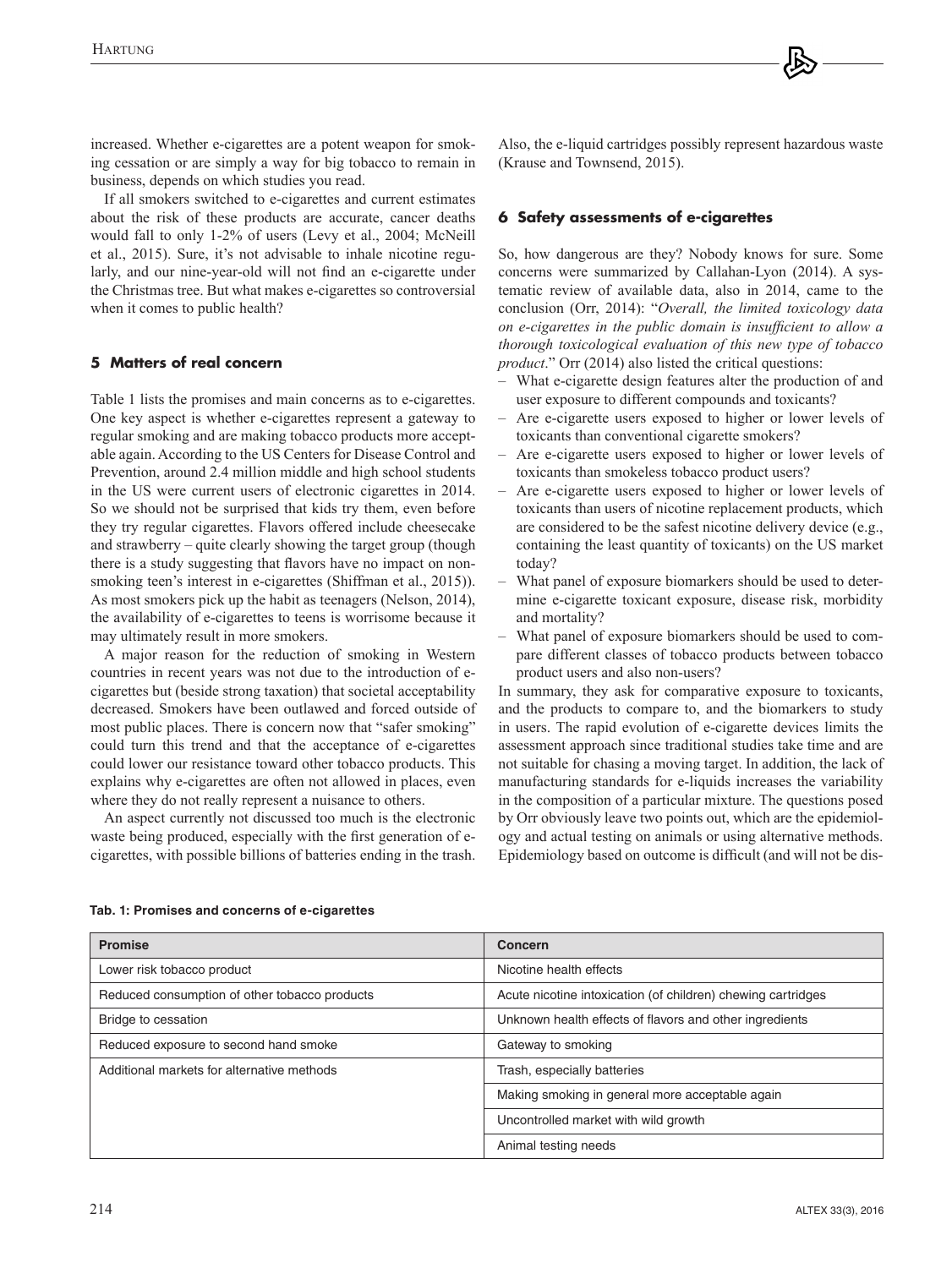increased. Whether e-cigarettes are a potent weapon for smoking cessation or are simply a way for big tobacco to remain in business, depends on which studies you read.

If all smokers switched to e-cigarettes and current estimates about the risk of these products are accurate, cancer deaths would fall to only 1-2% of users (Levy et al., 2004; McNeill et al., 2015). Sure, it's not advisable to inhale nicotine regularly, and our nine-year-old will not find an e-cigarette under the Christmas tree. But what makes e-cigarettes so controversial when it comes to public health?

## 5 Matters of real concern

Table 1 lists the promises and main concerns as to e-cigarettes. One key aspect is whether e-cigarettes represent a gateway to regular smoking and are making tobacco products more acceptable again. According to the US Centers for Disease Control and Prevention, around 2.4 million middle and high school students in the US were current users of electronic cigarettes in 2014. So we should not be surprised that kids try them, even before they try regular cigarettes. Flavors offered include cheesecake and strawberry – quite clearly showing the target group (though there is a study suggesting that flavors have no impact on non-smoking teen's interest in e-cigarettes (Shiffman et al., 2015)). As most smokers pick up the habit as teenagers (Nelson, 2014), the availability of e-cigarettes to teens is worrisome because it may ultimately result in more smokers.

A major reason for the reduction of smoking in Western countries in recent years was not due to the introduction of e-cigarettes but (beside strong taxation) that societal acceptability decreased. Smokers have been outlawed and forced outside of most public places. There is concern now that "safer smoking" could turn this trend and that the acceptance of e-cigarettes could lower our resistance toward other tobacco products. This explains why e-cigarettes are often not allowed in places, even where they do not really represent a nuisance to others.

An aspect currently not discussed too much is the electronic waste being produced, especially with the first generation of e-cigarettes, with possible billions of batteries ending in the trash. Also, the e-liquid cartridges possibly represent hazardous waste (Krause and Townsend, 2015).

## 6 Safety assessments of e-cigarettes

So, how dangerous are they? Nobody knows for sure. Some concerns were summarized by Callahan-Lyon (2014). A systematic review of available data, also in 2014, came to the conclusion (Orr, 2014): "*Overall, the limited toxicology data on e-cigarettes in the public domain is insufficient to allow a thorough toxicological evaluation of this new type of tobacco product*." Orr (2014) also listed the critical questions:

- What e-cigarette design features alter the production of and user exposure to different compounds and toxicants?
- Are e-cigarette users exposed to higher or lower levels of toxicants than conventional cigarette smokers?
- Are e-cigarette users exposed to higher or lower levels of toxicants than smokeless tobacco product users?
- Are e-cigarette users exposed to higher or lower levels of toxicants than users of nicotine replacement products, which are considered to be the safest nicotine delivery device (e.g., containing the least quantity of toxicants) on the US market today?
- What panel of exposure biomarkers should be used to determine e-cigarette toxicant exposure, disease risk, morbidity and mortality?
- What panel of exposure biomarkers should be used to compare different classes of tobacco products between tobacco product users and also non-users?

In summary, they ask for comparative exposure to toxicants, and the products to compare to, and the biomarkers to study in users. The rapid evolution of e-cigarette devices limits the assessment approach since traditional studies take time and are not suitable for chasing a moving target. In addition, the lack of manufacturing standards for e-liquids increases the variability in the composition of a particular mixture. The questions posed by Orr obviously leave two points out, which are the epidemiology and actual testing on animals or using alternative methods. Epidemiology based on outcome is difficult (and will not be dis-

**Tab. 1: Promises and concerns of e-cigarettes**

| Promise | Concern |
|---|---|
| Lower risk tobacco product | Nicotine health effects |
| Reduced consumption of other tobacco products | Acute nicotine intoxication (of children) chewing cartridges |
| Bridge to cessation | Unknown health effects of flavors and other ingredients |
| Reduced exposure to second hand smoke | Gateway to smoking |
| Additional markets for alternative methods | Trash, especially batteries |
| | Making smoking in general more acceptable again |
| | Uncontrolled market with wild growth |
| | Animal testing needs |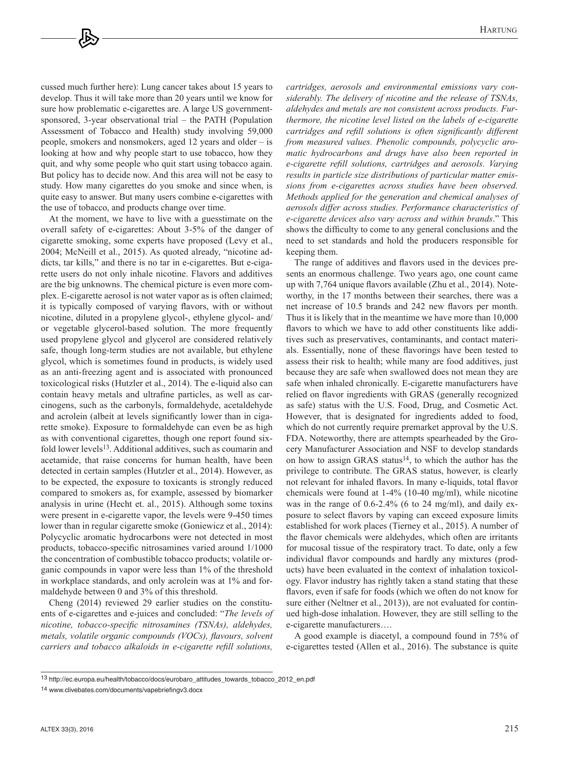cussed much further here): Lung cancer takes about 15 years to develop. Thus it will take more than 20 years until we know for sure how problematic e-cigarettes are. A large US government-sponsored, 3-year observational trial – the PATH (Population Assessment of Tobacco and Health) study involving 59,000 people, smokers and nonsmokers, aged 12 years and older – is looking at how and why people start to use tobacco, how they quit, and why some people who quit start using tobacco again. But policy has to decide now. And this area will not be easy to study. How many cigarettes do you smoke and since when, is quite easy to answer. But many users combine e-cigarettes with the use of tobacco, and products change over time.

At the moment, we have to live with a guesstimate on the overall safety of e-cigarettes: About 3-5% of the danger of cigarette smoking, some experts have proposed (Levy et al., 2004; McNeill et al., 2015). As quoted already, "nicotine addicts, tar kills," and there is no tar in e-cigarettes. But e-cigarette users do not only inhale nicotine. Flavors and additives are the big unknowns. The chemical picture is even more complex. E-cigarette aerosol is not water vapor as is often claimed; it is typically composed of varying flavors, with or without nicotine, diluted in a propylene glycol-, ethylene glycol- and/or vegetable glycerol-based solution. The more frequently used propylene glycol and glycerol are considered relatively safe, though long-term studies are not available, but ethylene glycol, which is sometimes found in products, is widely used as an anti-freezing agent and is associated with pronounced toxicological risks (Hutzler et al., 2014). The e-liquid also can contain heavy metals and ultrafine particles, as well as carcinogens, such as the carbonyls, formaldehyde, acetaldehyde and acrolein (albeit at levels significantly lower than in cigarette smoke). Exposure to formaldehyde can even be as high as with conventional cigarettes, though one report found sixfold lower levels[13]. Additional additives, such as coumarin and acetamide, that raise concerns for human health, have been detected in certain samples (Hutzler et al., 2014). However, as to be expected, the exposure to toxicants is strongly reduced compared to smokers as, for example, assessed by biomarker analysis in urine (Hecht et. al., 2015). Although some toxins were present in e-cigarette vapor, the levels were 9-450 times lower than in regular cigarette smoke (Goniewicz et al., 2014): Polycyclic aromatic hydrocarbons were not detected in most products, tobacco-specific nitrosamines varied around 1/1000 the concentration of combustible tobacco products; volatile organic compounds in vapor were less than 1% of the threshold in workplace standards, and only acrolein was at 1% and formaldehyde between 0 and 3% of this threshold.

Cheng (2014) reviewed 29 earlier studies on the constituents of e-cigarettes and e-juices and concluded: "*The levels of nicotine, tobacco-specific nitrosamines (TSNAs), aldehydes, metals, volatile organic compounds (VOCs), flavours, solvent carriers and tobacco alkaloids in e-cigarette refill solutions, cartridges, aerosols and environmental emissions vary considerably. The delivery of nicotine and the release of TSNAs, aldehydes and metals are not consistent across products. Furthermore, the nicotine level listed on the labels of e-cigarette cartridges and refill solutions is often significantly different from measured values. Phenolic compounds, polycyclic aromatic hydrocarbons and drugs have also been reported in e-cigarette refill solutions, cartridges and aerosols. Varying results in particle size distributions of particular matter emissions from e-cigarettes across studies have been observed. Methods applied for the generation and chemical analyses of aerosols differ across studies. Performance characteristics of e-cigarette devices also vary across and within brands*." This shows the difficulty to come to any general conclusions and the need to set standards and hold the producers responsible for keeping them.

The range of additives and flavors used in the devices presents an enormous challenge. Two years ago, one count came up with 7,764 unique flavors available (Zhu et al., 2014). Noteworthy, in the 17 months between their searches, there was a net increase of 10.5 brands and 242 new flavors per month. Thus it is likely that in the meantime we have more than 10,000 flavors to which we have to add other constituents like additives such as preservatives, contaminants, and contact materials. Essentially, none of these flavorings have been tested to assess their risk to health; while many are food additives, just because they are safe when swallowed does not mean they are safe when inhaled chronically. E-cigarette manufacturers have relied on flavor ingredients with GRAS (generally recognized as safe) status with the U.S. Food, Drug, and Cosmetic Act. However, that is designated for ingredients added to food, which do not currently require premarket approval by the U.S. FDA. Noteworthy, there are attempts spearheaded by the Grocery Manufacturer Association and NSF to develop standards on how to assign GRAS status[14], to which the author has the privilege to contribute. The GRAS status, however, is clearly not relevant for inhaled flavors. In many e-liquids, total flavor chemicals were found at 1-4% (10-40 mg/ml), while nicotine was in the range of 0.6-2.4% (6 to 24 mg/ml), and daily exposure to select flavors by vaping can exceed exposure limits established for work places (Tierney et al., 2015). A number of the flavor chemicals were aldehydes, which often are irritants for mucosal tissue of the respiratory tract. To date, only a few individual flavor compounds and hardly any mixtures (products) have been evaluated in the context of inhalation toxicology. Flavor industry has rightly taken a stand stating that these flavors, even if safe for foods (which we often do not know for sure either (Neltner et al., 2013)), are not evaluated for continued high-dose inhalation. However, they are still selling to the e-cigarette manufacturers….

A good example is diacetyl, a compound found in 75% of e-cigarettes tested (Allen et al., 2016). The substance is quite

[13] http://ec.europa.eu/health/tobacco/docs/eurobaro_attitudes_towards_tobacco_2012_en.pdf

[14] www.clivebates.com/documents/vapebriefingv3.docx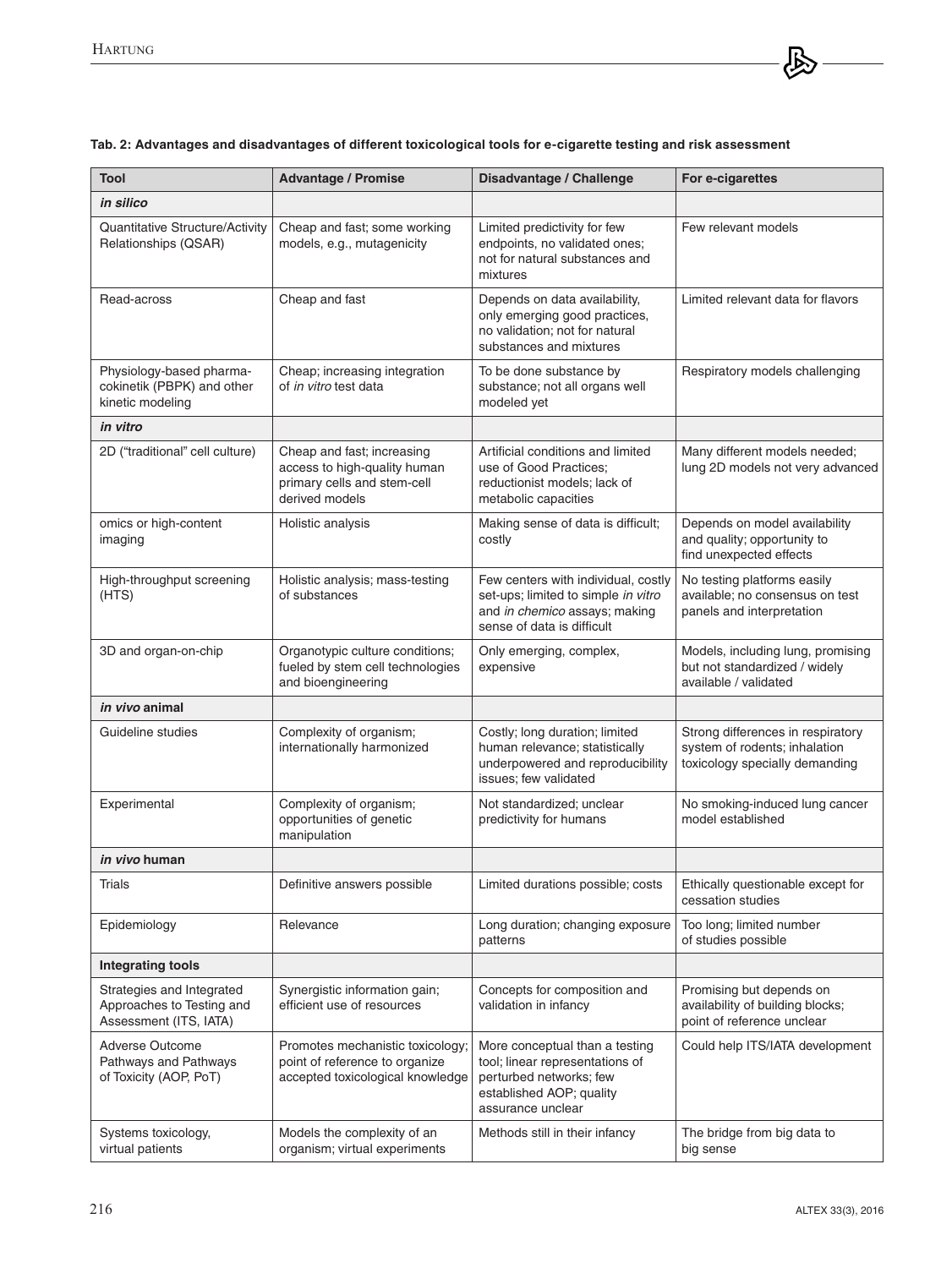**Tab. 2: Advantages and disadvantages of different toxicological tools for e-cigarette testing and risk assessment**

| Tool | Advantage / Promise | Disadvantage / Challenge | For e-cigarettes |
|---|---|---|---|
| ***in silico*** | | | |
| Quantitative Structure/Activity Relationships (QSAR) | Cheap and fast; some working models, e.g., mutagenicity | Limited predictivity for few endpoints, no validated ones; not for natural substances and mixtures | Few relevant models |
| Read-across | Cheap and fast | Depends on data availability, only emerging good practices, no validation; not for natural substances and mixtures | Limited relevant data for flavors |
| Physiology-based pharma-cokinetik (PBPK) and other kinetic modeling | Cheap; increasing integration of *in vitro* test data | To be done substance by substance; not all organs well modeled yet | Respiratory models challenging |
| ***in vitro*** | | | |
| 2D ("traditional" cell culture) | Cheap and fast; increasing access to high-quality human primary cells and stem-cell derived models | Artificial conditions and limited use of Good Practices; reductionist models; lack of metabolic capacities | Many different models needed; lung 2D models not very advanced |
| omics or high-content imaging | Holistic analysis | Making sense of data is difficult; costly | Depends on model availability and quality; opportunity to find unexpected effects |
| High-throughput screening (HTS) | Holistic analysis; mass-testing of substances | Few centers with individual, costly set-ups; limited to simple *in vitro* and *in chemico* assays; making sense of data is difficult | No testing platforms easily available; no consensus on test panels and interpretation |
| 3D and organ-on-chip | Organotypic culture conditions; fueled by stem cell technologies and bioengineering | Only emerging, complex, expensive | Models, including lung, promising but not standardized / widely available / validated |
| ***in vivo* animal** | | | |
| Guideline studies | Complexity of organism; internationally harmonized | Costly; long duration; limited human relevance; statistically underpowered and reproducibility issues; few validated | Strong differences in respiratory system of rodents; inhalation toxicology specially demanding |
| Experimental | Complexity of organism; opportunities of genetic manipulation | Not standardized; unclear predictivity for humans | No smoking-induced lung cancer model established |
| ***in vivo* human** | | | |
| Trials | Definitive answers possible | Limited durations possible; costs | Ethically questionable except for cessation studies |
| Epidemiology | Relevance | Long duration; changing exposure patterns | Too long; limited number of studies possible |
| **Integrating tools** | | | |
| Strategies and Integrated Approaches to Testing and Assessment (ITS, IATA) | Synergistic information gain; efficient use of resources | Concepts for composition and validation in infancy | Promising but depends on availability of building blocks; point of reference unclear |
| Adverse Outcome Pathways and Pathways of Toxicity (AOP, PoT) | Promotes mechanistic toxicology; point of reference to organize accepted toxicological knowledge | More conceptual than a testing tool; linear representations of perturbed networks; few established AOP; quality assurance unclear | Could help ITS/IATA development |
| Systems toxicology, virtual patients | Models the complexity of an organism; virtual experiments | Methods still in their infancy | The bridge from big data to big sense |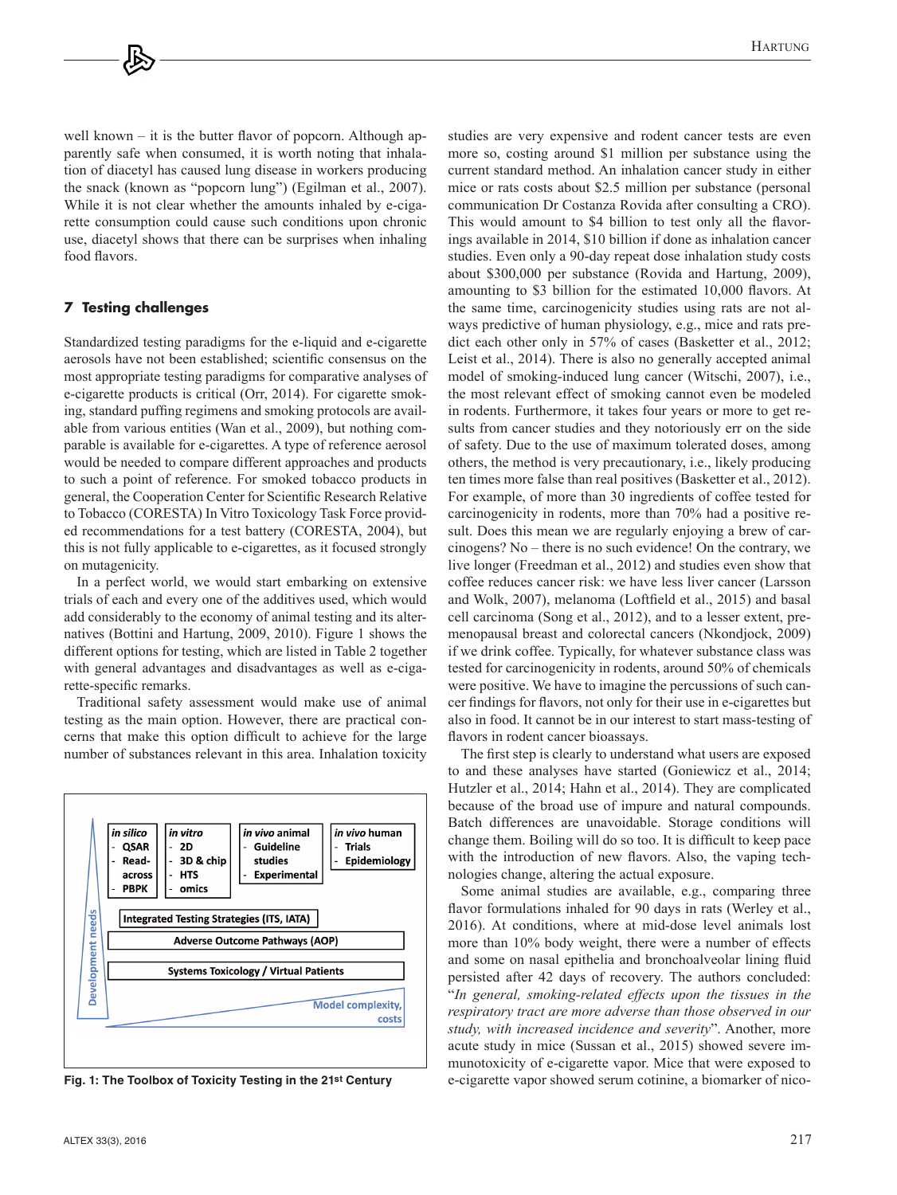well known – it is the butter flavor of popcorn. Although apparently safe when consumed, it is worth noting that inhalation of diacetyl has caused lung disease in workers producing the snack (known as "popcorn lung") (Egilman et al., 2007). While it is not clear whether the amounts inhaled by e-cigarette consumption could cause such conditions upon chronic use, diacetyl shows that there can be surprises when inhaling food flavors.

## 7 Testing challenges

Standardized testing paradigms for the e-liquid and e-cigarette aerosols have not been established; scientific consensus on the most appropriate testing paradigms for comparative analyses of e-cigarette products is critical (Orr, 2014). For cigarette smoking, standard puffing regimens and smoking protocols are available from various entities (Wan et al., 2009), but nothing comparable is available for e-cigarettes. A type of reference aerosol would be needed to compare different approaches and products to such a point of reference. For smoked tobacco products in general, the Cooperation Center for Scientific Research Relative to Tobacco (CORESTA) In Vitro Toxicology Task Force provided recommendations for a test battery (CORESTA, 2004), but this is not fully applicable to e-cigarettes, as it focused strongly on mutagenicity.

In a perfect world, we would start embarking on extensive trials of each and every one of the additives used, which would add considerably to the economy of animal testing and its alternatives (Bottini and Hartung, 2009, 2010). Figure 1 shows the different options for testing, which are listed in Table 2 together with general advantages and disadvantages as well as e-cigarette-specific remarks.

Traditional safety assessment would make use of animal testing as the main option. However, there are practical concerns that make this option difficult to achieve for the large number of substances relevant in this area. Inhalation toxicity studies are very expensive and rodent cancer tests are even more so, costing around $1 million per substance using the current standard method. An inhalation cancer study in either mice or rats costs about $2.5 million per substance (personal communication Dr Costanza Rovida after consulting a CRO). This would amount to $4 billion to test only all the flavorings available in 2014, $10 billion if done as inhalation cancer studies. Even only a 90-day repeat dose inhalation study costs about $300,000 per substance (Rovida and Hartung, 2009), amounting to $3 billion for the estimated 10,000 flavors. At the same time, carcinogenicity studies using rats are not always predictive of human physiology, e.g., mice and rats predict each other only in 57% of cases (Basketter et al., 2012; Leist et al., 2014). There is also no generally accepted animal model of smoking-induced lung cancer (Witschi, 2007), i.e., the most relevant effect of smoking cannot even be modeled in rodents. Furthermore, it takes four years or more to get results from cancer studies and they notoriously err on the side of safety. Due to the use of maximum tolerated doses, among others, the method is very precautionary, i.e., likely producing ten times more false than real positives (Basketter et al., 2012). For example, of more than 30 ingredients of coffee tested for carcinogenicity in rodents, more than 70% had a positive result. Does this mean we are regularly enjoying a brew of carcinogens? No – there is no such evidence! On the contrary, we live longer (Freedman et al., 2012) and studies even show that coffee reduces cancer risk: we have less liver cancer (Larsson and Wolk, 2007), melanoma (Loftfield et al., 2015) and basal cell carcinoma (Song et al., 2012), and to a lesser extent, premenopausal breast and colorectal cancers (Nkondjock, 2009) if we drink coffee. Typically, for whatever substance class was tested for carcinogenicity in rodents, around 50% of chemicals were positive. We have to imagine the percussions of such cancer findings for flavors, not only for their use in e-cigarettes but also in food. It cannot be in our interest to start mass-testing of flavors in rodent cancer bioassays.

The first step is clearly to understand what users are exposed to and these analyses have started (Goniewicz et al., 2014; Hutzler et al., 2014; Hahn et al., 2014). They are complicated because of the broad use of impure and natural compounds. Batch differences are unavoidable. Storage conditions will change them. Boiling will do so too. It is difficult to keep pace with the introduction of new flavors. Also, the vaping technologies change, altering the actual exposure.

Some animal studies are available, e.g., comparing three flavor formulations inhaled for 90 days in rats (Werley et al., 2016). At conditions, where at mid-dose level animals lost more than 10% body weight, there were a number of effects and some on nasal epithelia and bronchoalveolar lining fluid persisted after 42 days of recovery. The authors concluded: "*In general, smoking-related effects upon the tissues in the respiratory tract are more adverse than those observed in our study, with increased incidence and severity*". Another, more acute study in mice (Sussan et al., 2015) showed severe immunotoxicity of e-cigarette vapor. Mice that were exposed to e-cigarette vapor showed serum cotinine, a biomarker of nico-

| *in silico* | *in vitro* | *in vivo* animal | *in vivo* human |
|---|---|---|---|
| - QSAR | - 2D | - Guideline studies | - Trials |
| - Read-across | - 3D & chip | - Experimental | - Epidemiology |
| - PBPK | - HTS | | |
| | - omics | | |

Integrated Testing Strategies (ITS, IATA)

Adverse Outcome Pathways (AOP)

Systems Toxicology / Virtual Patients

Development needs

Model complexity, costs

**Fig. 1: The Toolbox of Toxicity Testing in the 21st Century**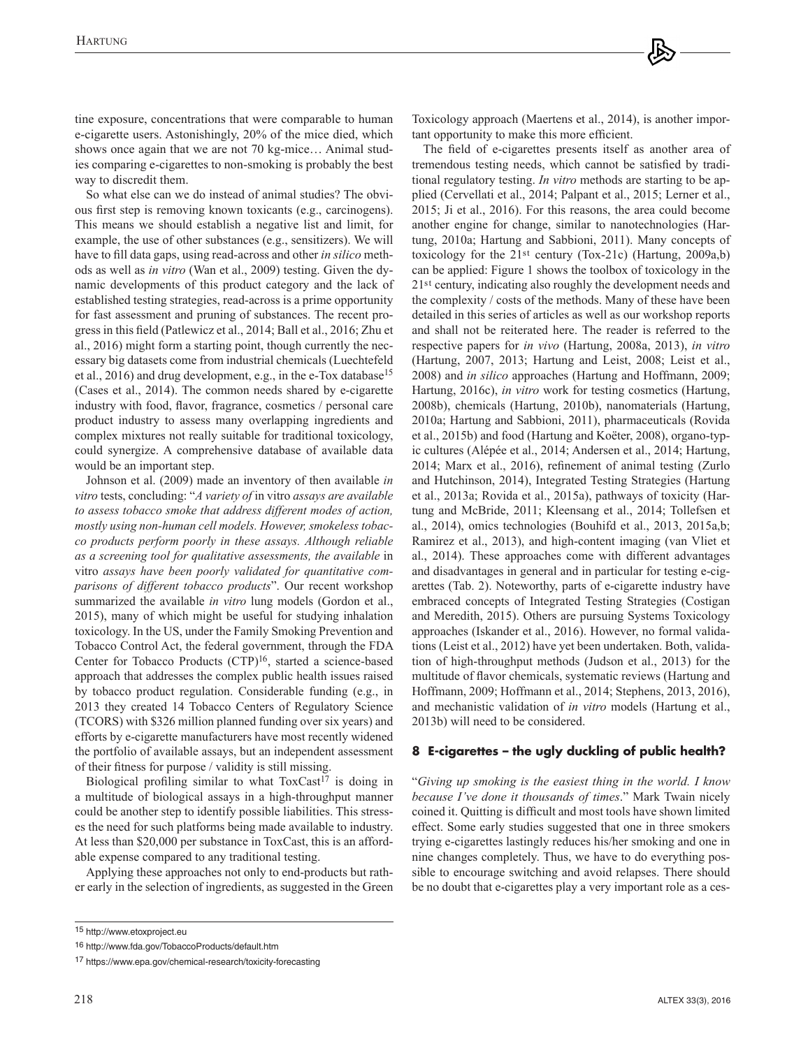tine exposure, concentrations that were comparable to human e-cigarette users. Astonishingly, 20% of the mice died, which shows once again that we are not 70 kg-mice… Animal studies comparing e-cigarettes to non-smoking is probably the best way to discredit them.

So what else can we do instead of animal studies? The obvious first step is removing known toxicants (e.g., carcinogens). This means we should establish a negative list and limit, for example, the use of other substances (e.g., sensitizers). We will have to fill data gaps, using read-across and other *in silico* methods as well as *in vitro* (Wan et al., 2009) testing. Given the dynamic developments of this product category and the lack of established testing strategies, read-across is a prime opportunity for fast assessment and pruning of substances. The recent progress in this field (Patlewicz et al., 2014; Ball et al., 2016; Zhu et al., 2016) might form a starting point, though currently the necessary big datasets come from industrial chemicals (Luechtefeld et al., 2016) and drug development, e.g., in the e-Tox database[15] (Cases et al., 2014). The common needs shared by e-cigarette industry with food, flavor, fragrance, cosmetics / personal care product industry to assess many overlapping ingredients and complex mixtures not really suitable for traditional toxicology, could synergize. A comprehensive database of available data would be an important step.

Johnson et al. (2009) made an inventory of then available *in vitro* tests, concluding: "*A variety of* in vitro *assays are available to assess tobacco smoke that address different modes of action, mostly using non-human cell models. However, smokeless tobacco products perform poorly in these assays. Although reliable as a screening tool for qualitative assessments, the available* in vitro *assays have been poorly validated for quantitative comparisons of different tobacco products*". Our recent workshop summarized the available *in vitro* lung models (Gordon et al., 2015), many of which might be useful for studying inhalation toxicology. In the US, under the Family Smoking Prevention and Tobacco Control Act, the federal government, through the FDA Center for Tobacco Products (CTP)[16], started a science-based approach that addresses the complex public health issues raised by tobacco product regulation. Considerable funding (e.g., in 2013 they created 14 Tobacco Centers of Regulatory Science (TCORS) with $326 million planned funding over six years) and efforts by e-cigarette manufacturers have most recently widened the portfolio of available assays, but an independent assessment of their fitness for purpose / validity is still missing.

Biological profiling similar to what ToxCast[17] is doing in a multitude of biological assays in a high-throughput manner could be another step to identify possible liabilities. This stresses the need for such platforms being made available to industry. At less than $20,000 per substance in ToxCast, this is an affordable expense compared to any traditional testing.

Applying these approaches not only to end-products but rather early in the selection of ingredients, as suggested in the Green Toxicology approach (Maertens et al., 2014), is another important opportunity to make this more efficient.

The field of e-cigarettes presents itself as another area of tremendous testing needs, which cannot be satisfied by traditional regulatory testing. *In vitro* methods are starting to be applied (Cervellati et al., 2014; Palpant et al., 2015; Lerner et al., 2015; Ji et al., 2016). For this reasons, the area could become another engine for change, similar to nanotechnologies (Hartung, 2010a; Hartung and Sabbioni, 2011). Many concepts of toxicology for the 21st century (Tox-21c) (Hartung, 2009a,b) can be applied: Figure 1 shows the toolbox of toxicology in the 21st century, indicating also roughly the development needs and the complexity / costs of the methods. Many of these have been detailed in this series of articles as well as our workshop reports and shall not be reiterated here. The reader is referred to the respective papers for *in vivo* (Hartung, 2008a, 2013), *in vitro* (Hartung, 2007, 2013; Hartung and Leist, 2008; Leist et al., 2008) and *in silico* approaches (Hartung and Hoffmann, 2009; Hartung, 2016c), *in vitro* work for testing cosmetics (Hartung, 2008b), chemicals (Hartung, 2010b), nanomaterials (Hartung, 2010a; Hartung and Sabbioni, 2011), pharmaceuticals (Rovida et al., 2015b) and food (Hartung and Koëter, 2008), organo-typic cultures (Alépée et al., 2014; Andersen et al., 2014; Hartung, 2014; Marx et al., 2016), refinement of animal testing (Zurlo and Hutchinson, 2014), Integrated Testing Strategies (Hartung et al., 2013a; Rovida et al., 2015a), pathways of toxicity (Hartung and McBride, 2011; Kleensang et al., 2014; Tollefsen et al., 2014), omics technologies (Bouhifd et al., 2013, 2015a,b; Ramirez et al., 2013), and high-content imaging (van Vliet et al., 2014). These approaches come with different advantages and disadvantages in general and in particular for testing e-cigarettes (Tab. 2). Noteworthy, parts of e-cigarette industry have embraced concepts of Integrated Testing Strategies (Costigan and Meredith, 2015). Others are pursuing Systems Toxicology approaches (Iskander et al., 2016). However, no formal validations (Leist et al., 2012) have yet been undertaken. Both, validation of high-throughput methods (Judson et al., 2013) for the multitude of flavor chemicals, systematic reviews (Hartung and Hoffmann, 2009; Hoffmann et al., 2014; Stephens, 2013, 2016), and mechanistic validation of *in vitro* models (Hartung et al., 2013b) will need to be considered.

## 8 E-cigarettes – the ugly duckling of public health?

"*Giving up smoking is the easiest thing in the world. I know because I've done it thousands of times*." Mark Twain nicely coined it. Quitting is difficult and most tools have shown limited effect. Some early studies suggested that one in three smokers trying e-cigarettes lastingly reduces his/her smoking and one in nine changes completely. Thus, we have to do everything possible to encourage switching and avoid relapses. There should be no doubt that e-cigarettes play a very important role as a ces-

[15] http://www.etoxproject.eu

[16] http://www.fda.gov/TobaccoProducts/default.htm

[17] https://www.epa.gov/chemical-research/toxicity-forecasting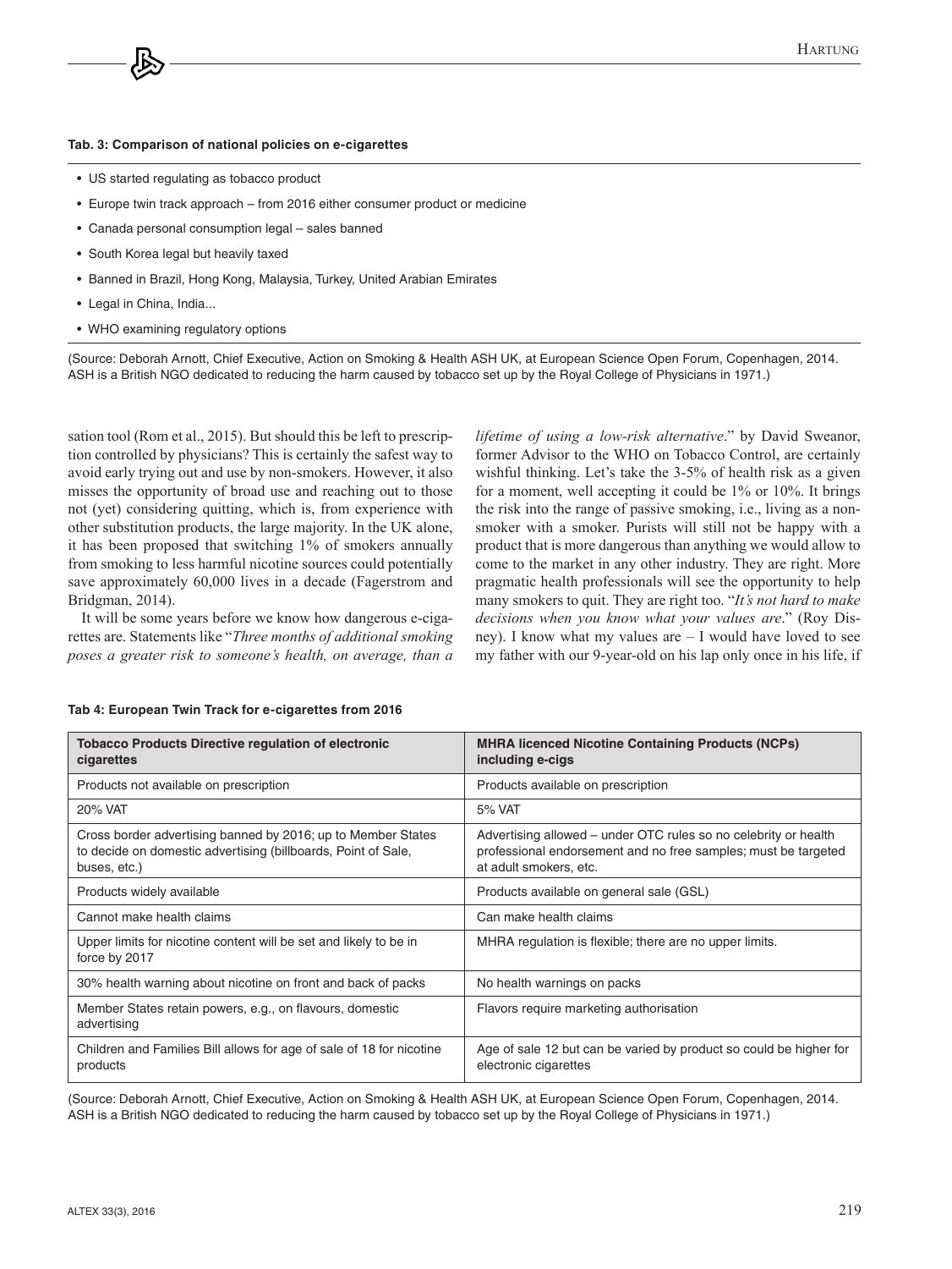**Tab. 3: Comparison of national policies on e-cigarettes**

- US started regulating as tobacco product
- Europe twin track approach – from 2016 either consumer product or medicine
- Canada personal consumption legal – sales banned
- South Korea legal but heavily taxed
- Banned in Brazil, Hong Kong, Malaysia, Turkey, United Arabian Emirates
- Legal in China, India...
- WHO examining regulatory options

(Source: Deborah Arnott, Chief Executive, Action on Smoking & Health ASH UK, at European Science Open Forum, Copenhagen, 2014. ASH is a British NGO dedicated to reducing the harm caused by tobacco set up by the Royal College of Physicians in 1971.)

sation tool (Rom et al., 2015). But should this be left to prescription controlled by physicians? This is certainly the safest way to avoid early trying out and use by non-smokers. However, it also misses the opportunity of broad use and reaching out to those not (yet) considering quitting, which is, from experience with other substitution products, the large majority. In the UK alone, it has been proposed that switching 1% of smokers annually from smoking to less harmful nicotine sources could potentially save approximately 60,000 lives in a decade (Fagerstrom and Bridgman, 2014).

It will be some years before we know how dangerous e-cigarettes are. Statements like "*Three months of additional smoking poses a greater risk to someone's health, on average, than a lifetime of using a low-risk alternative*." by David Sweanor, former Advisor to the WHO on Tobacco Control, are certainly wishful thinking. Let's take the 3-5% of health risk as a given for a moment, well accepting it could be 1% or 10%. It brings the risk into the range of passive smoking, i.e., living as a non-smoker with a smoker. Purists will still not be happy with a product that is more dangerous than anything we would allow to come to the market in any other industry. They are right. More pragmatic health professionals will see the opportunity to help many smokers to quit. They are right too. "*It's not hard to make decisions when you know what your values are*." (Roy Disney). I know what my values are – I would have loved to see my father with our 9-year-old on his lap only once in his life, if

**Tab 4: European Twin Track for e-cigarettes from 2016**

| Tobacco Products Directive regulation of electronic cigarettes | MHRA licenced Nicotine Containing Products (NCPs) including e-cigs |
|---|---|
| Products not available on prescription | Products available on prescription |
| 20% VAT | 5% VAT |
| Cross border advertising banned by 2016; up to Member States to decide on domestic advertising (billboards, Point of Sale, buses, etc.) | Advertising allowed – under OTC rules so no celebrity or health professional endorsement and no free samples; must be targeted at adult smokers, etc. |
| Products widely available | Products available on general sale (GSL) |
| Cannot make health claims | Can make health claims |
| Upper limits for nicotine content will be set and likely to be in force by 2017 | MHRA regulation is flexible; there are no upper limits. |
| 30% health warning about nicotine on front and back of packs | No health warnings on packs |
| Member States retain powers, e.g., on flavours, domestic advertising | Flavors require marketing authorisation |
| Children and Families Bill allows for age of sale of 18 for nicotine products | Age of sale 12 but can be varied by product so could be higher for electronic cigarettes |

(Source: Deborah Arnott, Chief Executive, Action on Smoking & Health ASH UK, at European Science Open Forum, Copenhagen, 2014. ASH is a British NGO dedicated to reducing the harm caused by tobacco set up by the Royal College of Physicians in 1971.)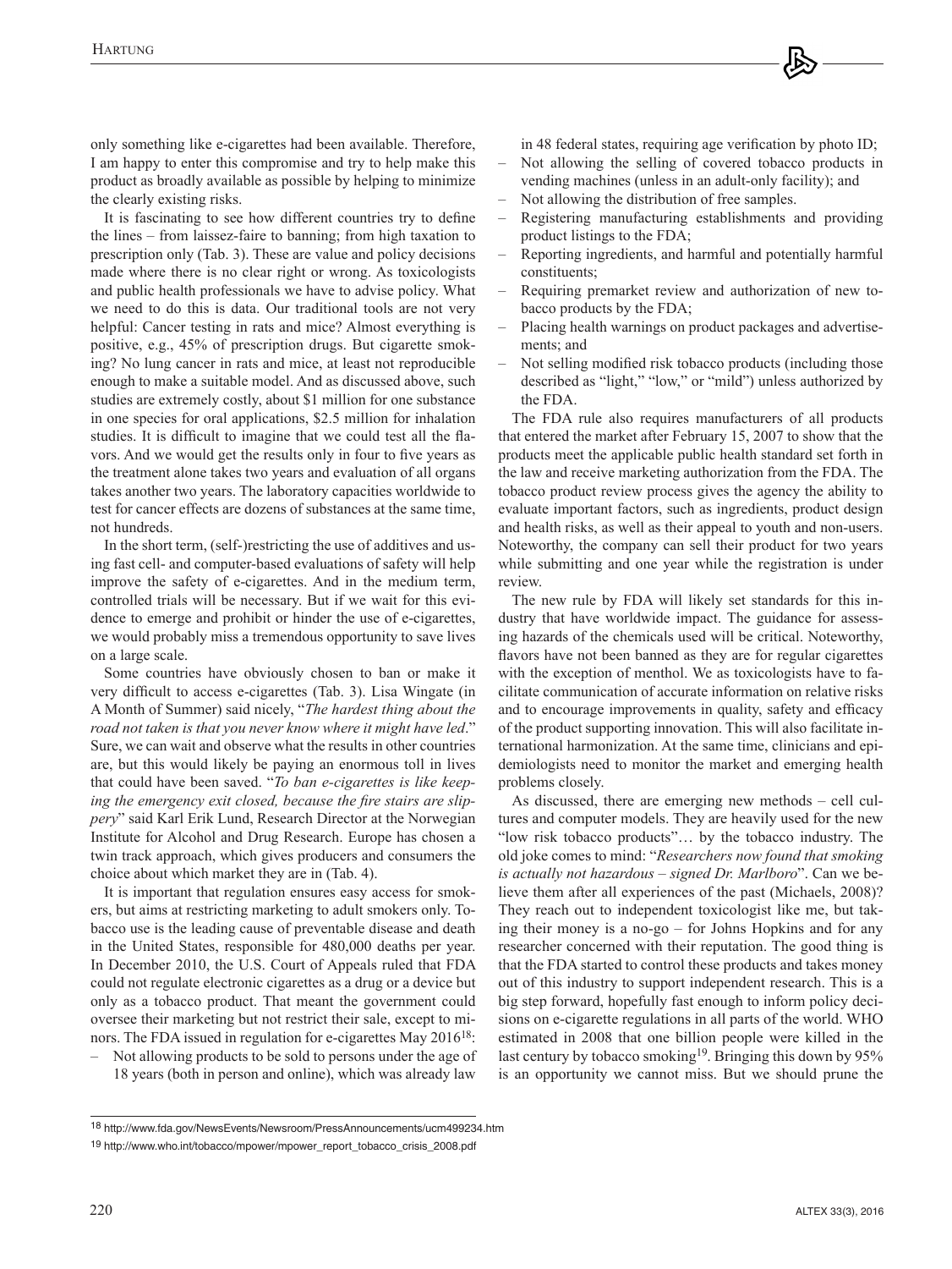only something like e-cigarettes had been available. Therefore, I am happy to enter this compromise and try to help make this product as broadly available as possible by helping to minimize the clearly existing risks.

It is fascinating to see how different countries try to define the lines – from laissez-faire to banning; from high taxation to prescription only (Tab. 3). These are value and policy decisions made where there is no clear right or wrong. As toxicologists and public health professionals we have to advise policy. What we need to do this is data. Our traditional tools are not very helpful: Cancer testing in rats and mice? Almost everything is positive, e.g., 45% of prescription drugs. But cigarette smoking? No lung cancer in rats and mice, at least not reproducible enough to make a suitable model. And as discussed above, such studies are extremely costly, about \$1 million for one substance in one species for oral applications, \$2.5 million for inhalation studies. It is difficult to imagine that we could test all the flavors. And we would get the results only in four to five years as the treatment alone takes two years and evaluation of all organs takes another two years. The laboratory capacities worldwide to test for cancer effects are dozens of substances at the same time, not hundreds.

In the short term, (self-)restricting the use of additives and using fast cell- and computer-based evaluations of safety will help improve the safety of e-cigarettes. And in the medium term, controlled trials will be necessary. But if we wait for this evidence to emerge and prohibit or hinder the use of e-cigarettes, we would probably miss a tremendous opportunity to save lives on a large scale.

Some countries have obviously chosen to ban or make it very difficult to access e-cigarettes (Tab. 3). Lisa Wingate (in A Month of Summer) said nicely, "*The hardest thing about the road not taken is that you never know where it might have led*." Sure, we can wait and observe what the results in other countries are, but this would likely be paying an enormous toll in lives that could have been saved. "*To ban e-cigarettes is like keeping the emergency exit closed, because the fire stairs are slippery*" said Karl Erik Lund, Research Director at the Norwegian Institute for Alcohol and Drug Research. Europe has chosen a twin track approach, which gives producers and consumers the choice about which market they are in (Tab. 4).

It is important that regulation ensures easy access for smokers, but aims at restricting marketing to adult smokers only. Tobacco use is the leading cause of preventable disease and death in the United States, responsible for 480,000 deaths per year. In December 2010, the U.S. Court of Appeals ruled that FDA could not regulate electronic cigarettes as a drug or a device but only as a tobacco product. That meant the government could oversee their marketing but not restrict their sale, except to minors. The FDA issued in regulation for e-cigarettes May 2016[18]:

- Not allowing products to be sold to persons under the age of 18 years (both in person and online), which was already law in 48 federal states, requiring age verification by photo ID;
- Not allowing the selling of covered tobacco products in vending machines (unless in an adult-only facility); and
- Not allowing the distribution of free samples.
- Registering manufacturing establishments and providing product listings to the FDA;
- Reporting ingredients, and harmful and potentially harmful constituents;
- Requiring premarket review and authorization of new tobacco products by the FDA;
- Placing health warnings on product packages and advertisements; and
- Not selling modified risk tobacco products (including those described as "light," "low," or "mild") unless authorized by the FDA.

The FDA rule also requires manufacturers of all products that entered the market after February 15, 2007 to show that the products meet the applicable public health standard set forth in the law and receive marketing authorization from the FDA. The tobacco product review process gives the agency the ability to evaluate important factors, such as ingredients, product design and health risks, as well as their appeal to youth and non-users. Noteworthy, the company can sell their product for two years while submitting and one year while the registration is under review.

The new rule by FDA will likely set standards for this industry that have worldwide impact. The guidance for assessing hazards of the chemicals used will be critical. Noteworthy, flavors have not been banned as they are for regular cigarettes with the exception of menthol. We as toxicologists have to facilitate communication of accurate information on relative risks and to encourage improvements in quality, safety and efficacy of the product supporting innovation. This will also facilitate international harmonization. At the same time, clinicians and epidemiologists need to monitor the market and emerging health problems closely.

As discussed, there are emerging new methods – cell cultures and computer models. They are heavily used for the new "low risk tobacco products"… by the tobacco industry. The old joke comes to mind: "*Researchers now found that smoking is actually not hazardous – signed Dr. Marlboro*". Can we believe them after all experiences of the past (Michaels, 2008)? They reach out to independent toxicologist like me, but taking their money is a no-go – for Johns Hopkins and for any researcher concerned with their reputation. The good thing is that the FDA started to control these products and takes money out of this industry to support independent research. This is a big step forward, hopefully fast enough to inform policy decisions on e-cigarette regulations in all parts of the world. WHO estimated in 2008 that one billion people were killed in the last century by tobacco smoking[19]. Bringing this down by 95% is an opportunity we cannot miss. But we should prune the

[18] http://www.fda.gov/NewsEvents/Newsroom/PressAnnouncements/ucm499234.htm

[19] http://www.who.int/tobacco/mpower/mpower_report_tobacco_crisis_2008.pdf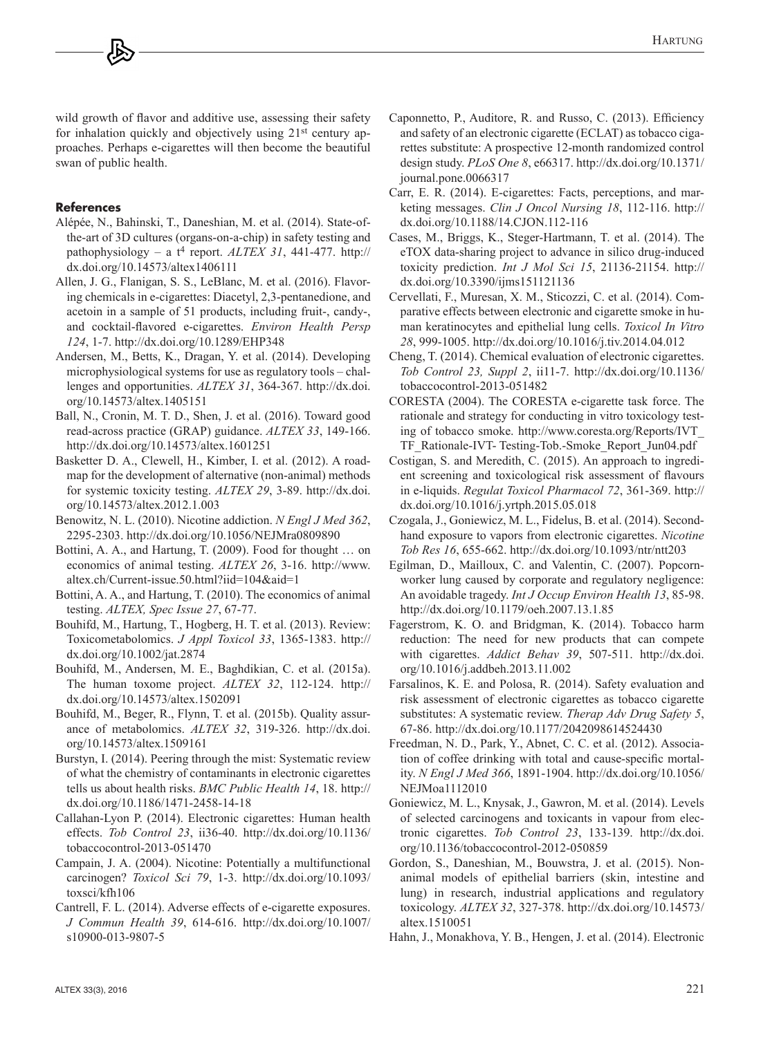wild growth of flavor and additive use, assessing their safety for inhalation quickly and objectively using 21st century approaches. Perhaps e-cigarettes will then become the beautiful swan of public health.

## References

Alépée, N., Bahinski, T., Daneshian, M. et al. (2014). State-of-the-art of 3D cultures (organs-on-a-chip) in safety testing and pathophysiology – a t[4] report. *ALTEX 31*, 441-477. http://dx.doi.org/10.14573/altex1406111

Allen, J. G., Flanigan, S. S., LeBlanc, M. et al. (2016). Flavoring chemicals in e-cigarettes: Diacetyl, 2,3-pentanedione, and acetoin in a sample of 51 products, including fruit-, candy-, and cocktail-flavored e-cigarettes. *Environ Health Persp 124*, 1-7. http://dx.doi.org/10.1289/EHP348

Andersen, M., Betts, K., Dragan, Y. et al. (2014). Developing microphysiological systems for use as regulatory tools – challenges and opportunities. *ALTEX 31*, 364-367. http://dx.doi.org/10.14573/altex.1405151

Ball, N., Cronin, M. T. D., Shen, J. et al. (2016). Toward good read-across practice (GRAP) guidance. *ALTEX 33*, 149-166. http://dx.doi.org/10.14573/altex.1601251

Basketter D. A., Clewell, H., Kimber, I. et al. (2012). A roadmap for the development of alternative (non-animal) methods for systemic toxicity testing. *ALTEX 29*, 3-89. http://dx.doi.org/10.14573/altex.2012.1.003

Benowitz, N. L. (2010). Nicotine addiction. *N Engl J Med 362*, 2295-2303. http://dx.doi.org/10.1056/NEJMra0809890

Bottini, A. A., and Hartung, T. (2009). Food for thought … on economics of animal testing. *ALTEX 26*, 3-16. http://www.altex.ch/Current-issue.50.html?iid=104&aid=1

Bottini, A. A., and Hartung, T. (2010). The economics of animal testing. *ALTEX, Spec Issue 27*, 67-77.

Bouhifd, M., Hartung, T., Hogberg, H. T. et al. (2013). Review: Toxicometabolomics. *J Appl Toxicol 33*, 1365-1383. http://dx.doi.org/10.1002/jat.2874

Bouhifd, M., Andersen, M. E., Baghdikian, C. et al. (2015a). The human toxome project. *ALTEX 32*, 112-124. http://dx.doi.org/10.14573/altex.1502091

Bouhifd, M., Beger, R., Flynn, T. et al. (2015b). Quality assurance of metabolomics. *ALTEX 32*, 319-326. http://dx.doi.org/10.14573/altex.1509161

Burstyn, I. (2014). Peering through the mist: Systematic review of what the chemistry of contaminants in electronic cigarettes tells us about health risks. *BMC Public Health 14*, 18. http://dx.doi.org/10.1186/1471-2458-14-18

Callahan-Lyon P. (2014). Electronic cigarettes: Human health effects. *Tob Control 23*, ii36-40. http://dx.doi.org/10.1136/tobaccocontrol-2013-051470

Campain, J. A. (2004). Nicotine: Potentially a multifunctional carcinogen? *Toxicol Sci 79*, 1-3. http://dx.doi.org/10.1093/toxsci/kfh106

Cantrell, F. L. (2014). Adverse effects of e-cigarette exposures. *J Commun Health 39*, 614-616. http://dx.doi.org/10.1007/s10900-013-9807-5

Caponnetto, P., Auditore, R. and Russo, C. (2013). Efficiency and safety of an electronic cigarette (ECLAT) as tobacco cigarettes substitute: A prospective 12-month randomized control design study. *PLoS One 8*, e66317. http://dx.doi.org/10.1371/journal.pone.0066317

Carr, E. R. (2014). E-cigarettes: Facts, perceptions, and marketing messages. *Clin J Oncol Nursing 18*, 112-116. http://dx.doi.org/10.1188/14.CJON.112-116

Cases, M., Briggs, K., Steger-Hartmann, T. et al. (2014). The eTOX data-sharing project to advance in silico drug-induced toxicity prediction. *Int J Mol Sci 15*, 21136-21154. http://dx.doi.org/10.3390/ijms151121136

Cervellati, F., Muresan, X. M., Sticozzi, C. et al. (2014). Comparative effects between electronic and cigarette smoke in human keratinocytes and epithelial lung cells. *Toxicol In Vitro 28*, 999-1005. http://dx.doi.org/10.1016/j.tiv.2014.04.012

Cheng, T. (2014). Chemical evaluation of electronic cigarettes. *Tob Control 23, Suppl 2*, ii11-7. http://dx.doi.org/10.1136/tobaccocontrol-2013-051482

CORESTA (2004). The CORESTA e-cigarette task force. The rationale and strategy for conducting in vitro toxicology testing of tobacco smoke. http://www.coresta.org/Reports/IVT_TF_Rationale-IVT- Testing-Tob.-Smoke_Report_Jun04.pdf

Costigan, S. and Meredith, C. (2015). An approach to ingredient screening and toxicological risk assessment of flavours in e-liquids. *Regulat Toxicol Pharmacol 72*, 361-369. http://dx.doi.org/10.1016/j.yrtph.2015.05.018

Czogala, J., Goniewicz, M. L., Fidelus, B. et al. (2014). Secondhand exposure to vapors from electronic cigarettes. *Nicotine Tob Res 16*, 655-662. http://dx.doi.org/10.1093/ntr/ntt203

Egilman, D., Mailloux, C. and Valentin, C. (2007). Popcorn-worker lung caused by corporate and regulatory negligence: An avoidable tragedy. *Int J Occup Environ Health 13*, 85-98. http://dx.doi.org/10.1179/oeh.2007.13.1.85

Fagerstrom, K. O. and Bridgman, K. (2014). Tobacco harm reduction: The need for new products that can compete with cigarettes. *Addict Behav 39*, 507-511. http://dx.doi.org/10.1016/j.addbeh.2013.11.002

Farsalinos, K. E. and Polosa, R. (2014). Safety evaluation and risk assessment of electronic cigarettes as tobacco cigarette substitutes: A systematic review. *Therap Adv Drug Safety 5*, 67-86. http://dx.doi.org/10.1177/2042098614524430

Freedman, N. D., Park, Y., Abnet, C. C. et al. (2012). Association of coffee drinking with total and cause-specific mortality. *N Engl J Med 366*, 1891-1904. http://dx.doi.org/10.1056/NEJMoa1112010

Goniewicz, M. L., Knysak, J., Gawron, M. et al. (2014). Levels of selected carcinogens and toxicants in vapour from electronic cigarettes. *Tob Control 23*, 133-139. http://dx.doi.org/10.1136/tobaccocontrol-2012-050859

Gordon, S., Daneshian, M., Bouwstra, J. et al. (2015). Non-animal models of epithelial barriers (skin, intestine and lung) in research, industrial applications and regulatory toxicology. *ALTEX 32*, 327-378. http://dx.doi.org/10.14573/altex.1510051

Hahn, J., Monakhova, Y. B., Hengen, J. et al. (2014). Electronic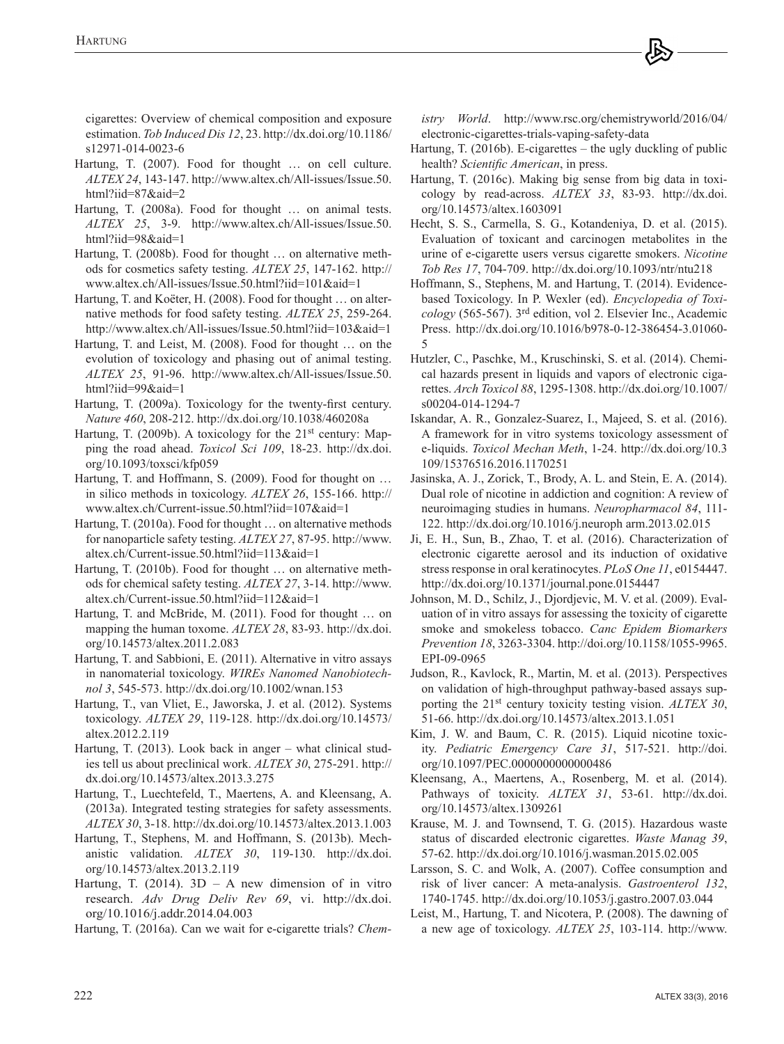cigarettes: Overview of chemical composition and exposure estimation. *Tob Induced Dis 12*, 23. http://dx.doi.org/10.1186/s12971-014-0023-6

Hartung, T. (2007). Food for thought … on cell culture. *ALTEX 24*, 143-147. http://www.altex.ch/All-issues/Issue.50.html?iid=87&aid=2

Hartung, T. (2008a). Food for thought … on animal tests. *ALTEX 25*, 3-9. http://www.altex.ch/All-issues/Issue.50.html?iid=98&aid=1

Hartung, T. (2008b). Food for thought … on alternative methods for cosmetics safety testing. *ALTEX 25*, 147-162. http://www.altex.ch/All-issues/Issue.50.html?iid=101&aid=1

Hartung, T. and Koëter, H. (2008). Food for thought … on alternative methods for food safety testing. *ALTEX 25*, 259-264. http://www.altex.ch/All-issues/Issue.50.html?iid=103&aid=1

Hartung, T. and Leist, M. (2008). Food for thought … on the evolution of toxicology and phasing out of animal testing. *ALTEX 25*, 91-96. http://www.altex.ch/All-issues/Issue.50.html?iid=99&aid=1

Hartung, T. (2009a). Toxicology for the twenty-first century. *Nature 460*, 208-212. http://dx.doi.org/10.1038/460208a

Hartung, T. (2009b). A toxicology for the 21st century: Mapping the road ahead. *Toxicol Sci 109*, 18-23. http://dx.doi.org/10.1093/toxsci/kfp059

Hartung, T. and Hoffmann, S. (2009). Food for thought on … in silico methods in toxicology. *ALTEX 26*, 155-166. http://www.altex.ch/Current-issue.50.html?iid=107&aid=1

Hartung, T. (2010a). Food for thought … on alternative methods for nanoparticle safety testing. *ALTEX 27*, 87-95. http://www.altex.ch/Current-issue.50.html?iid=113&aid=1

Hartung, T. (2010b). Food for thought … on alternative methods for chemical safety testing. *ALTEX 27*, 3-14. http://www.altex.ch/Current-issue.50.html?iid=112&aid=1

Hartung, T. and McBride, M. (2011). Food for thought … on mapping the human toxome. *ALTEX 28*, 83-93. http://dx.doi.org/10.14573/altex.2011.2.083

Hartung, T. and Sabbioni, E. (2011). Alternative in vitro assays in nanomaterial toxicology. *WIREs Nanomed Nanobiotechnol 3*, 545-573. http://dx.doi.org/10.1002/wnan.153

Hartung, T., van Vliet, E., Jaworska, J. et al. (2012). Systems toxicology. *ALTEX 29*, 119-128. http://dx.doi.org/10.14573/altex.2012.2.119

Hartung, T. (2013). Look back in anger – what clinical studies tell us about preclinical work. *ALTEX 30*, 275-291. http://dx.doi.org/10.14573/altex.2013.3.275

Hartung, T., Luechtefeld, T., Maertens, A. and Kleensang, A. (2013a). Integrated testing strategies for safety assessments. *ALTEX 30*, 3-18. http://dx.doi.org/10.14573/altex.2013.1.003

Hartung, T., Stephens, M. and Hoffmann, S. (2013b). Mechanistic validation. *ALTEX 30*, 119-130. http://dx.doi.org/10.14573/altex.2013.2.119

Hartung, T. (2014). 3D – A new dimension of in vitro research. *Adv Drug Deliv Rev 69*, vi. http://dx.doi.org/10.1016/j.addr.2014.04.003

Hartung, T. (2016a). Can we wait for e-cigarette trials? *Chemistry World*. http://www.rsc.org/chemistryworld/2016/04/electronic-cigarettes-trials-vaping-safety-data

Hartung, T. (2016b). E-cigarettes – the ugly duckling of public health? *Scientific American*, in press.

Hartung, T. (2016c). Making big sense from big data in toxicology by read-across. *ALTEX 33*, 83-93. http://dx.doi.org/10.14573/altex.1603091

Hecht, S. S., Carmella, S. G., Kotandeniya, D. et al. (2015). Evaluation of toxicant and carcinogen metabolites in the urine of e-cigarette users versus cigarette smokers. *Nicotine Tob Res 17*, 704-709. http://dx.doi.org/10.1093/ntr/ntu218

Hoffmann, S., Stephens, M. and Hartung, T. (2014). Evidence-based Toxicology. In P. Wexler (ed). *Encyclopedia of Toxicology* (565-567). 3rd edition, vol 2. Elsevier Inc., Academic Press. http://dx.doi.org/10.1016/b978-0-12-386454-3.01060-5

Hutzler, C., Paschke, M., Kruschinski, S. et al. (2014). Chemical hazards present in liquids and vapors of electronic cigarettes. *Arch Toxicol 88*, 1295-1308. http://dx.doi.org/10.1007/s00204-014-1294-7

Iskandar, A. R., Gonzalez-Suarez, I., Majeed, S. et al. (2016). A framework for in vitro systems toxicology assessment of e-liquids. *Toxicol Mechan Meth*, 1-24. http://dx.doi.org/10.3109/15376516.2016.1170251

Jasinska, A. J., Zorick, T., Brody, A. L. and Stein, E. A. (2014). Dual role of nicotine in addiction and cognition: A review of neuroimaging studies in humans. *Neuropharmacol 84*, 111-122. http://dx.doi.org/10.1016/j.neuroph arm.2013.02.015

Ji, E. H., Sun, B., Zhao, T. et al. (2016). Characterization of electronic cigarette aerosol and its induction of oxidative stress response in oral keratinocytes. *PLoS One 11*, e0154447. http://dx.doi.org/10.1371/journal.pone.0154447

Johnson, M. D., Schilz, J., Djordjevic, M. V. et al. (2009). Evaluation of in vitro assays for assessing the toxicity of cigarette smoke and smokeless tobacco. *Canc Epidem Biomarkers Prevention 18*, 3263-3304. http://doi.org/10.1158/1055-9965.EPI-09-0965

Judson, R., Kavlock, R., Martin, M. et al. (2013). Perspectives on validation of high-throughput pathway-based assays supporting the 21st century toxicity testing vision. *ALTEX 30*, 51-66. http://dx.doi.org/10.14573/altex.2013.1.051

Kim, J. W. and Baum, C. R. (2015). Liquid nicotine toxicity. *Pediatric Emergency Care 31*, 517-521. http://doi.org/10.1097/PEC.0000000000000486

Kleensang, A., Maertens, A., Rosenberg, M. et al. (2014). Pathways of toxicity. *ALTEX 31*, 53-61. http://dx.doi.org/10.14573/altex.1309261

Krause, M. J. and Townsend, T. G. (2015). Hazardous waste status of discarded electronic cigarettes. *Waste Manag 39*, 57-62. http://dx.doi.org/10.1016/j.wasman.2015.02.005

Larsson, S. C. and Wolk, A. (2007). Coffee consumption and risk of liver cancer: A meta-analysis. *Gastroenterol 132*, 1740-1745. http://dx.doi.org/10.1053/j.gastro.2007.03.044

Leist, M., Hartung, T. and Nicotera, P. (2008). The dawning of a new age of toxicology. *ALTEX 25*, 103-114. http://www.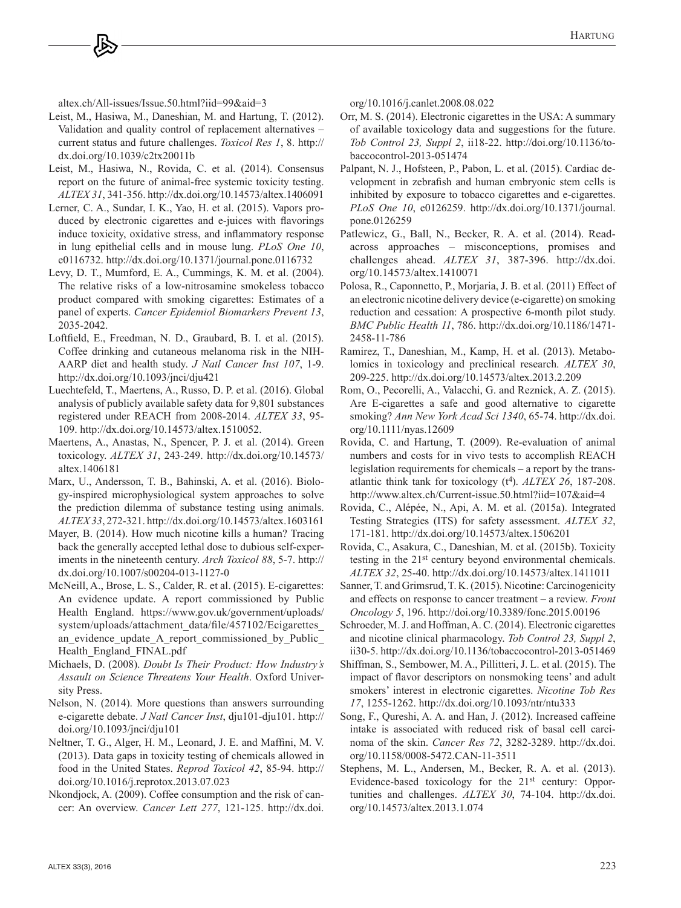altex.ch/All-issues/Issue.50.html?iid=99&aid=3

Leist, M., Hasiwa, M., Daneshian, M. and Hartung, T. (2012). Validation and quality control of replacement alternatives – current status and future challenges. *Toxicol Res 1*, 8. http://dx.doi.org/10.1039/c2tx20011b

Leist, M., Hasiwa, N., Rovida, C. et al. (2014). Consensus report on the future of animal-free systemic toxicity testing. *ALTEX 31*, 341-356. http://dx.doi.org/10.14573/altex.1406091

Lerner, C. A., Sundar, I. K., Yao, H. et al. (2015). Vapors produced by electronic cigarettes and e-juices with flavorings induce toxicity, oxidative stress, and inflammatory response in lung epithelial cells and in mouse lung. *PLoS One 10*, e0116732. http://dx.doi.org/10.1371/journal.pone.0116732

Levy, D. T., Mumford, E. A., Cummings, K. M. et al. (2004). The relative risks of a low-nitrosamine smokeless tobacco product compared with smoking cigarettes: Estimates of a panel of experts. *Cancer Epidemiol Biomarkers Prevent 13*, 2035-2042.

Loftfield, E., Freedman, N. D., Graubard, B. I. et al. (2015). Coffee drinking and cutaneous melanoma risk in the NIH-AARP diet and health study. *J Natl Cancer Inst 107*, 1-9. http://dx.doi.org/10.1093/jnci/dju421

Luechtefeld, T., Maertens, A., Russo, D. P. et al. (2016). Global analysis of publicly available safety data for 9,801 substances registered under REACH from 2008-2014. *ALTEX 33*, 95-109. http://dx.doi.org/10.14573/altex.1510052.

Maertens, A., Anastas, N., Spencer, P. J. et al. (2014). Green toxicology. *ALTEX 31*, 243-249. http://dx.doi.org/10.14573/altex.1406181

Marx, U., Andersson, T. B., Bahinski, A. et al. (2016). Biology-inspired microphysiological system approaches to solve the prediction dilemma of substance testing using animals. *ALTEX 33*, 272-321. http://dx.doi.org/10.14573/altex.1603161

Mayer, B. (2014). How much nicotine kills a human? Tracing back the generally accepted lethal dose to dubious self-experiments in the nineteenth century. *Arch Toxicol 88*, 5-7. http://dx.doi.org/10.1007/s00204-013-1127-0

McNeill, A., Brose, L. S., Calder, R. et al. (2015). E-cigarettes: An evidence update. A report commissioned by Public Health England. https://www.gov.uk/government/uploads/system/uploads/attachment_data/file/457102/Ecigarettes_an_evidence_update_A_report_commissioned_by_Public_Health_England_FINAL.pdf

Michaels, D. (2008). *Doubt Is Their Product: How Industry's Assault on Science Threatens Your Health*. Oxford University Press.

Nelson, N. (2014). More questions than answers surrounding e-cigarette debate. *J Natl Cancer Inst*, dju101-dju101. http://doi.org/10.1093/jnci/dju101

Neltner, T. G., Alger, H. M., Leonard, J. E. and Maffini, M. V. (2013). Data gaps in toxicity testing of chemicals allowed in food in the United States. *Reprod Toxicol 42*, 85-94. http://doi.org/10.1016/j.reprotox.2013.07.023

Nkondjock, A. (2009). Coffee consumption and the risk of cancer: An overview. *Cancer Lett 277*, 121-125. http://dx.doi.org/10.1016/j.canlet.2008.08.022

Orr, M. S. (2014). Electronic cigarettes in the USA: A summary of available toxicology data and suggestions for the future. *Tob Control 23, Suppl 2*, ii18-22. http://doi.org/10.1136/tobaccocontrol-2013-051474

Palpant, N. J., Hofsteen, P., Pabon, L. et al. (2015). Cardiac development in zebrafish and human embryonic stem cells is inhibited by exposure to tobacco cigarettes and e-cigarettes. *PLoS One 10*, e0126259. http://dx.doi.org/10.1371/journal.pone.0126259

Patlewicz, G., Ball, N., Becker, R. A. et al. (2014). Read-across approaches – misconceptions, promises and challenges ahead. *ALTEX 31*, 387-396. http://dx.doi.org/10.14573/altex.1410071

Polosa, R., Caponnetto, P., Morjaria, J. B. et al. (2011) Effect of an electronic nicotine delivery device (e-cigarette) on smoking reduction and cessation: A prospective 6-month pilot study. *BMC Public Health 11*, 786. http://dx.doi.org/10.1186/1471-2458-11-786

Ramirez, T., Daneshian, M., Kamp, H. et al. (2013). Metabolomics in toxicology and preclinical research. *ALTEX 30*, 209-225. http://dx.doi.org/10.14573/altex.2013.2.209

Rom, O., Pecorelli, A., Valacchi, G. and Reznick, A. Z. (2015). Are E-cigarettes a safe and good alternative to cigarette smoking? *Ann New York Acad Sci 1340*, 65-74. http://dx.doi.org/10.1111/nyas.12609

Rovida, C. and Hartung, T. (2009). Re-evaluation of animal numbers and costs for in vivo tests to accomplish REACH legislation requirements for chemicals – a report by the transatlantic think tank for toxicology (t[4]). *ALTEX 26*, 187-208. http://www.altex.ch/Current-issue.50.html?iid=107&aid=4

Rovida, C., Alépée, N., Api, A. M. et al. (2015a). Integrated Testing Strategies (ITS) for safety assessment. *ALTEX 32*, 171-181. http://dx.doi.org/10.14573/altex.1506201

Rovida, C., Asakura, C., Daneshian, M. et al. (2015b). Toxicity testing in the 21[st] century beyond environmental chemicals. *ALTEX 32*, 25-40. http://dx.doi.org/10.14573/altex.1411011

Sanner, T. and Grimsrud, T. K. (2015). Nicotine: Carcinogenicity and effects on response to cancer treatment – a review. *Front Oncology 5*, 196. http://doi.org/10.3389/fonc.2015.00196

Schroeder, M. J. and Hoffman, A. C. (2014). Electronic cigarettes and nicotine clinical pharmacology. *Tob Control 23, Suppl 2*, ii30-5. http://dx.doi.org/10.1136/tobaccocontrol-2013-051469

Shiffman, S., Sembower, M. A., Pillitteri, J. L. et al. (2015). The impact of flavor descriptors on nonsmoking teens' and adult smokers' interest in electronic cigarettes. *Nicotine Tob Res 17*, 1255-1262. http://dx.doi.org/10.1093/ntr/ntu333

Song, F., Qureshi, A. A. and Han, J. (2012). Increased caffeine intake is associated with reduced risk of basal cell carcinoma of the skin. *Cancer Res 72*, 3282-3289. http://dx.doi.org/10.1158/0008-5472.CAN-11-3511

Stephens, M. L., Andersen, M., Becker, R. A. et al. (2013). Evidence-based toxicology for the 21[st] century: Opportunities and challenges. *ALTEX 30*, 74-104. http://dx.doi.org/10.14573/altex.2013.1.074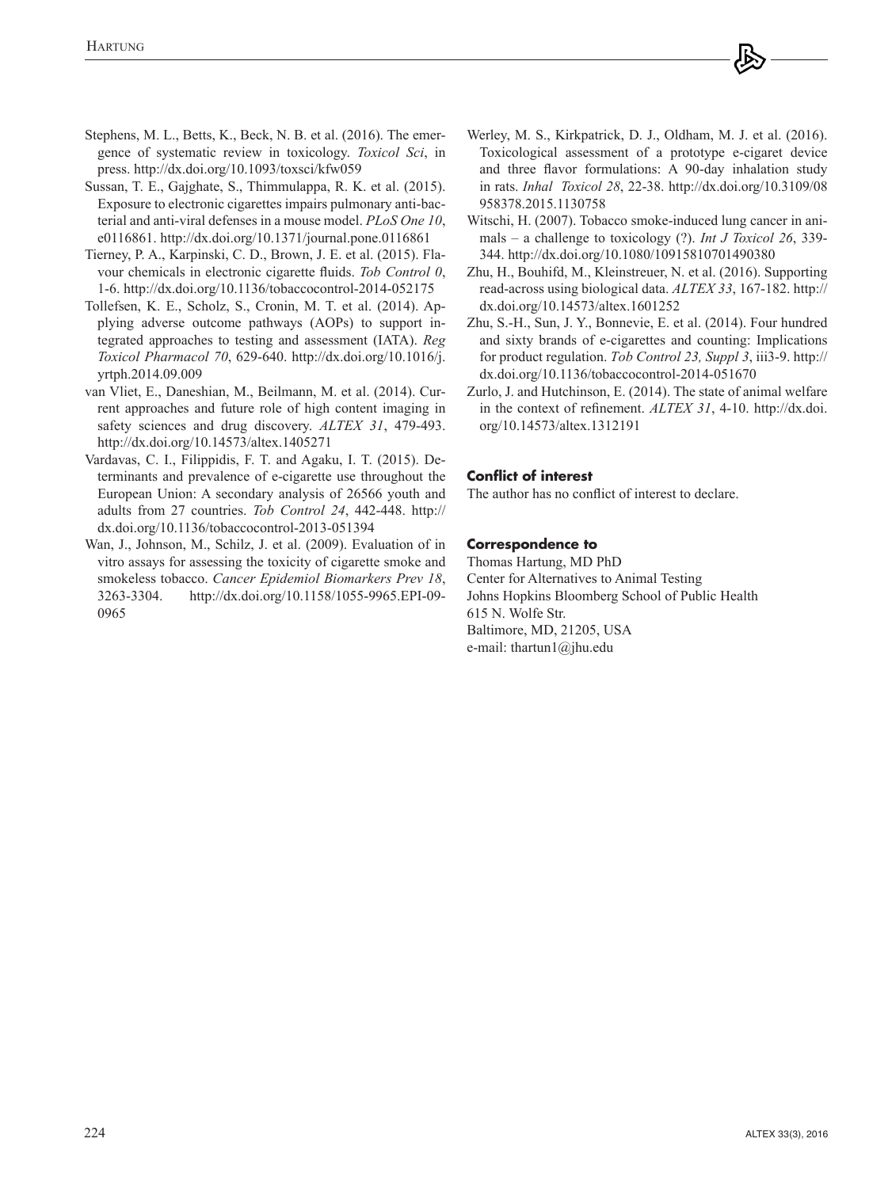Stephens, M. L., Betts, K., Beck, N. B. et al. (2016). The emergence of systematic review in toxicology. *Toxicol Sci*, in press. http://dx.doi.org/10.1093/toxsci/kfw059

Sussan, T. E., Gajghate, S., Thimmulappa, R. K. et al. (2015). Exposure to electronic cigarettes impairs pulmonary anti-bacterial and anti-viral defenses in a mouse model. *PLoS One 10*, e0116861. http://dx.doi.org/10.1371/journal.pone.0116861

Tierney, P. A., Karpinski, C. D., Brown, J. E. et al. (2015). Flavour chemicals in electronic cigarette fluids. *Tob Control 0*, 1-6. http://dx.doi.org/10.1136/tobaccocontrol-2014-052175

Tollefsen, K. E., Scholz, S., Cronin, M. T. et al. (2014). Applying adverse outcome pathways (AOPs) to support integrated approaches to testing and assessment (IATA). *Reg Toxicol Pharmacol 70*, 629-640. http://dx.doi.org/10.1016/j.yrtph.2014.09.009

van Vliet, E., Daneshian, M., Beilmann, M. et al. (2014). Current approaches and future role of high content imaging in safety sciences and drug discovery. *ALTEX 31*, 479-493. http://dx.doi.org/10.14573/altex.1405271

Vardavas, C. I., Filippidis, F. T. and Agaku, I. T. (2015). Determinants and prevalence of e-cigarette use throughout the European Union: A secondary analysis of 26566 youth and adults from 27 countries. *Tob Control 24*, 442-448. http://dx.doi.org/10.1136/tobaccocontrol-2013-051394

Wan, J., Johnson, M., Schilz, J. et al. (2009). Evaluation of in vitro assays for assessing the toxicity of cigarette smoke and smokeless tobacco. *Cancer Epidemiol Biomarkers Prev 18*, 3263-3304. http://dx.doi.org/10.1158/1055-9965.EPI-09-0965

Werley, M. S., Kirkpatrick, D. J., Oldham, M. J. et al. (2016). Toxicological assessment of a prototype e-cigaret device and three flavor formulations: A 90-day inhalation study in rats. *Inhal Toxicol 28*, 22-38. http://dx.doi.org/10.3109/08958378.2015.1130758

Witschi, H. (2007). Tobacco smoke-induced lung cancer in animals – a challenge to toxicology (?). *Int J Toxicol 26*, 339-344. http://dx.doi.org/10.1080/10915810701490380

Zhu, H., Bouhifd, M., Kleinstreuer, N. et al. (2016). Supporting read-across using biological data. *ALTEX 33*, 167-182. http://dx.doi.org/10.14573/altex.1601252

Zhu, S.-H., Sun, J. Y., Bonnevie, E. et al. (2014). Four hundred and sixty brands of e-cigarettes and counting: Implications for product regulation. *Tob Control 23, Suppl 3*, iii3-9. http://dx.doi.org/10.1136/tobaccocontrol-2014-051670

Zurlo, J. and Hutchinson, E. (2014). The state of animal welfare in the context of refinement. *ALTEX 31*, 4-10. http://dx.doi.org/10.14573/altex.1312191

**Conflict of interest**

The author has no conflict of interest to declare.

**Correspondence to**

Thomas Hartung, MD PhD
Center for Alternatives to Animal Testing
Johns Hopkins Bloomberg School of Public Health
615 N. Wolfe Str.
Baltimore, MD, 21205, USA
e-mail: thartun1@jhu.edu